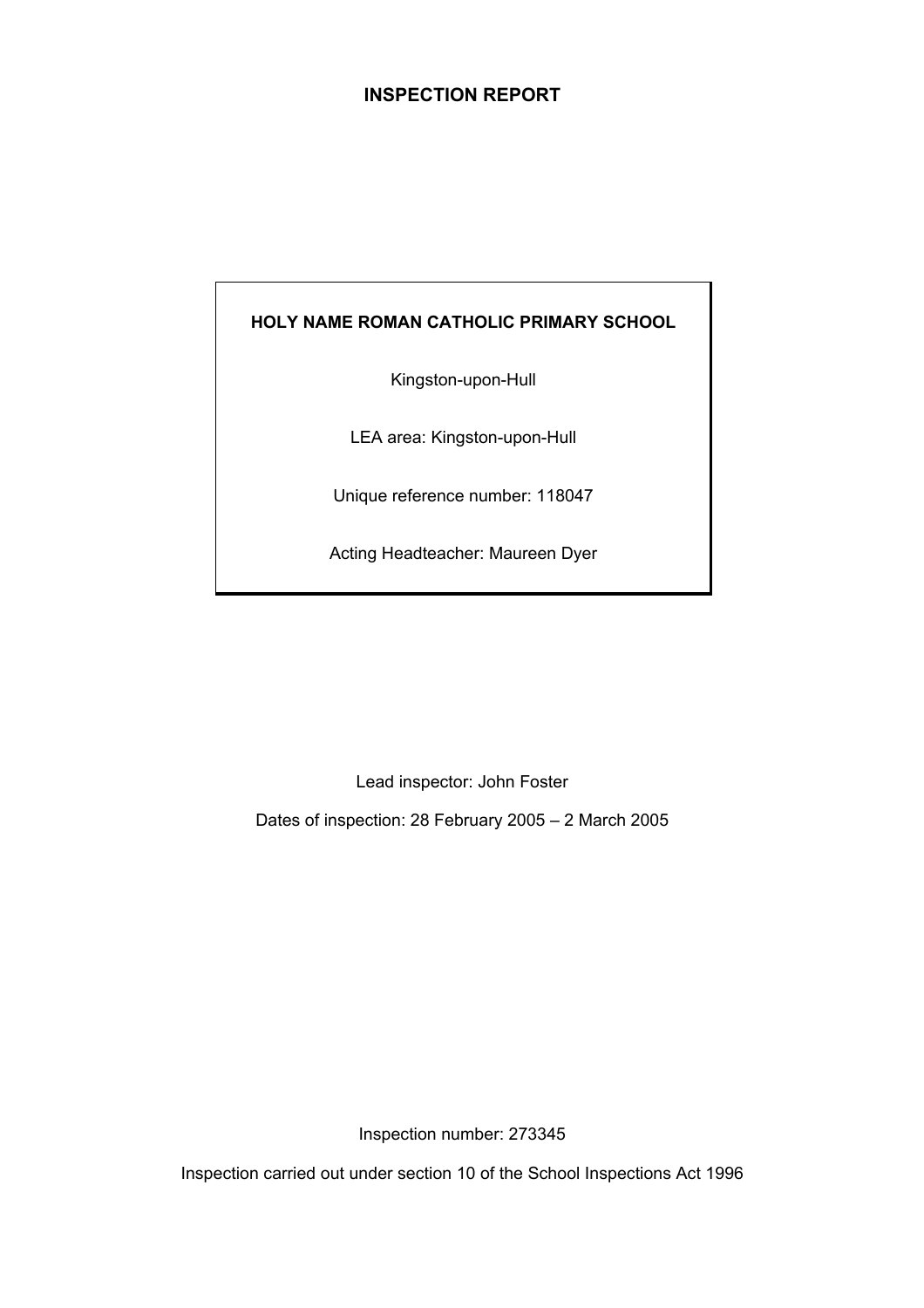# INSPECTION REPORT

**HOLY NAME ROMAN CATHOLIC PRIMARY SCHOOL**

Kingston-upon-Hull

LEA area: Kingston-upon-Hull

Unique reference number: 118047

Acting Headteacher: Maureen Dyer

Lead inspector: John Foster

Dates of inspection: 28 February 2005 – 2 March 2005

Inspection number: 273345

Inspection carried out under section 10 of the School Inspections Act 1996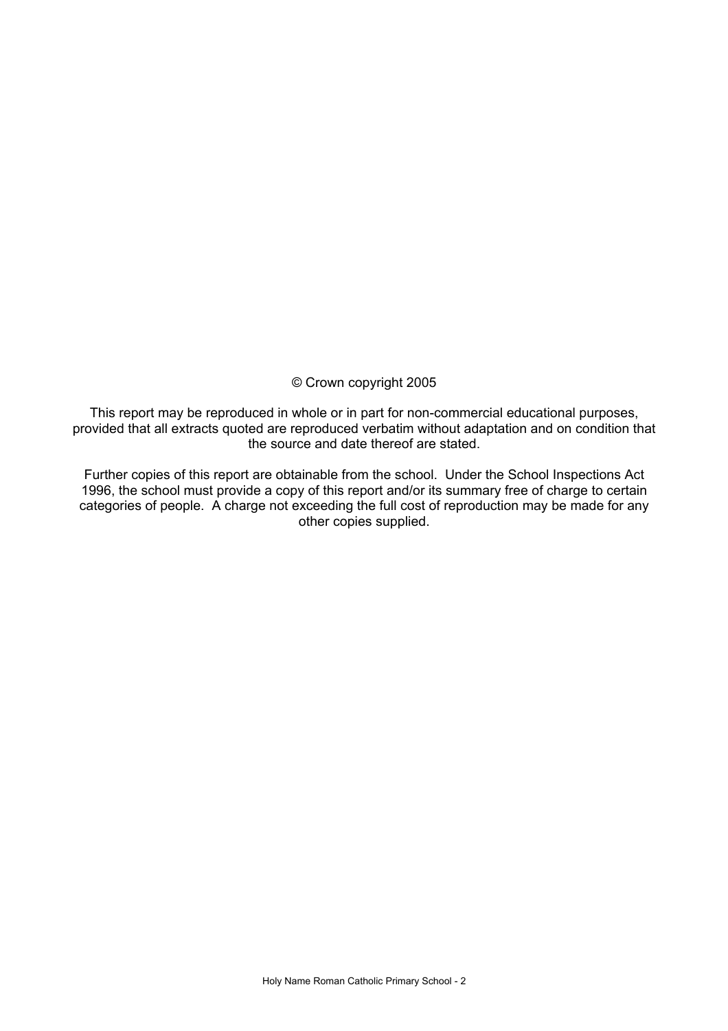© Crown copyright 2005

This report may be reproduced in whole or in part for non-commercial educational purposes, provided that all extracts quoted are reproduced verbatim without adaptation and on condition that the source and date thereof are stated.

Further copies of this report are obtainable from the school. Under the School Inspections Act 1996, the school must provide a copy of this report and/or its summary free of charge to certain categories of people. A charge not exceeding the full cost of reproduction may be made for any other copies supplied.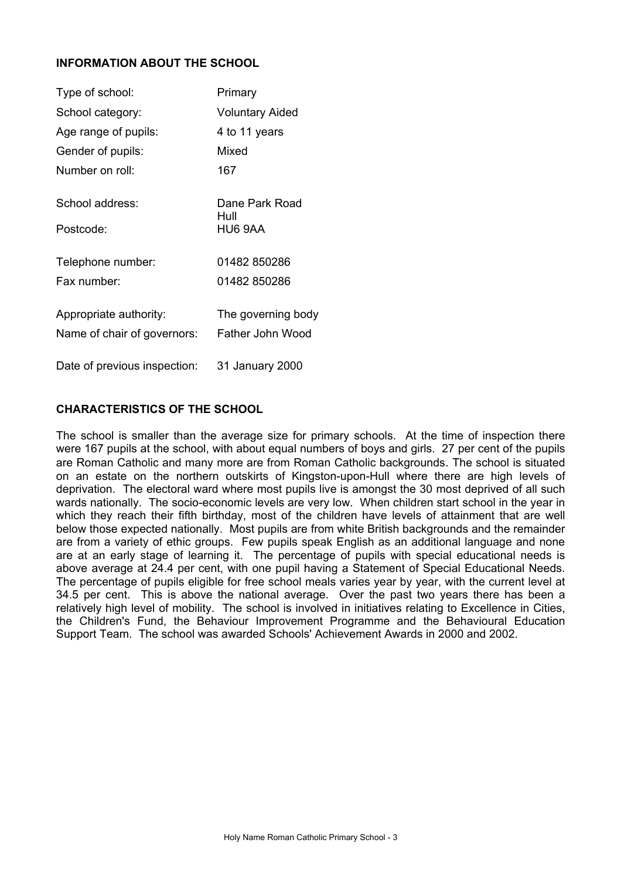## INFORMATION ABOUT THE SCHOOL

| | |
|---|---|
| Type of school: | Primary |
| School category: | Voluntary Aided |
| Age range of pupils: | 4 to 11 years |
| Gender of pupils: | Mixed |
| Number on roll: | 167 |
| School address: | Dane Park Road<br>Hull |
| Postcode: | HU6 9AA |
| Telephone number: | 01482 850286 |
| Fax number: | 01482 850286 |
| Appropriate authority: | The governing body |
| Name of chair of governors: | Father John Wood |
| Date of previous inspection: | 31 January 2000 |

## CHARACTERISTICS OF THE SCHOOL

The school is smaller than the average size for primary schools. At the time of inspection there were 167 pupils at the school, with about equal numbers of boys and girls. 27 per cent of the pupils are Roman Catholic and many more are from Roman Catholic backgrounds. The school is situated on an estate on the northern outskirts of Kingston-upon-Hull where there are high levels of deprivation. The electoral ward where most pupils live is amongst the 30 most deprived of all such wards nationally. The socio-economic levels are very low. When children start school in the year in which they reach their fifth birthday, most of the children have levels of attainment that are well below those expected nationally. Most pupils are from white British backgrounds and the remainder are from a variety of ethic groups. Few pupils speak English as an additional language and none are at an early stage of learning it. The percentage of pupils with special educational needs is above average at 24.4 per cent, with one pupil having a Statement of Special Educational Needs. The percentage of pupils eligible for free school meals varies year by year, with the current level at 34.5 per cent. This is above the national average. Over the past two years there has been a relatively high level of mobility. The school is involved in initiatives relating to Excellence in Cities, the Children's Fund, the Behaviour Improvement Programme and the Behavioural Education Support Team. The school was awarded Schools' Achievement Awards in 2000 and 2002.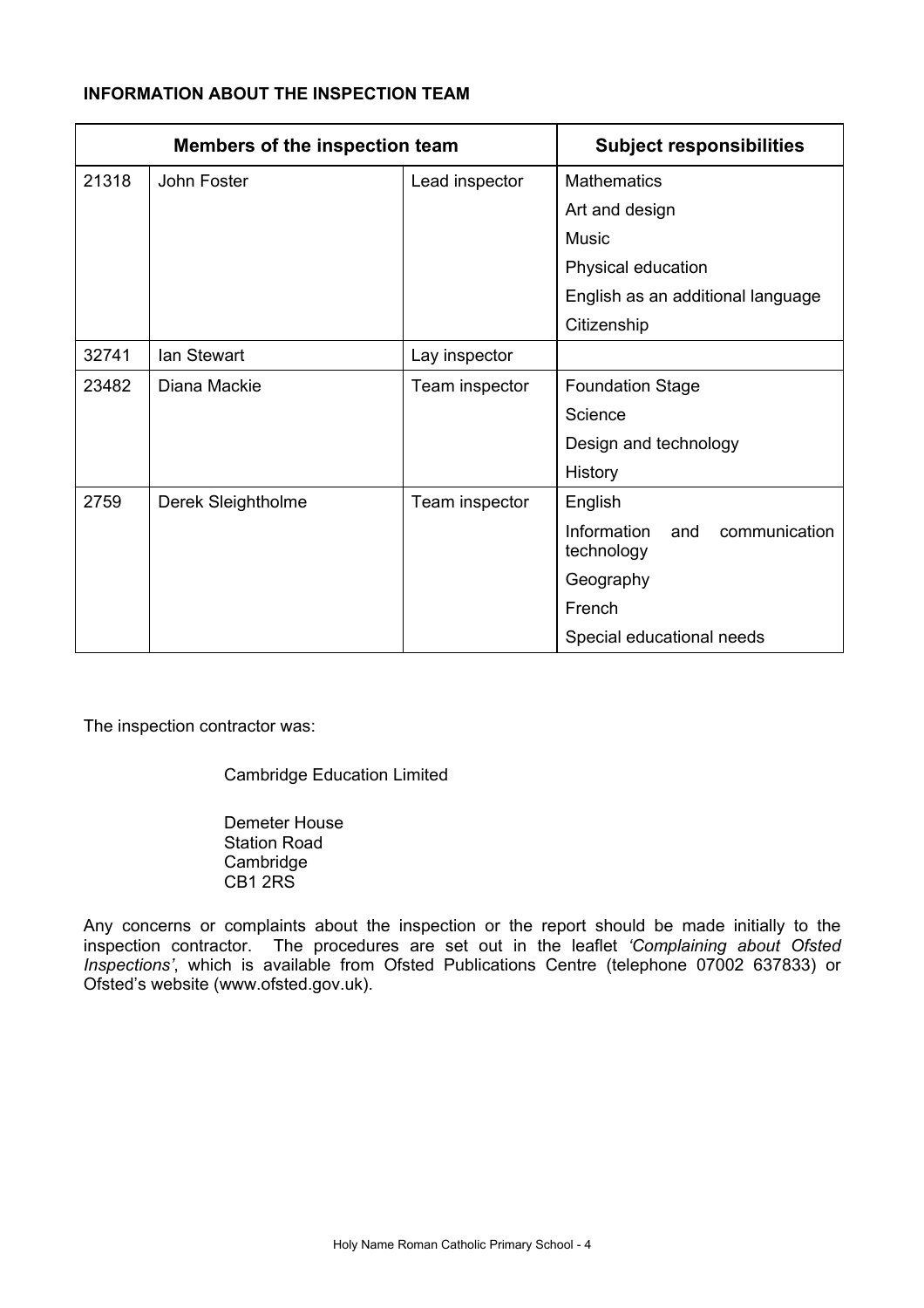**INFORMATION ABOUT THE INSPECTION TEAM**

| Members of the inspection team | | | Subject responsibilities |
|---|---|---|---|
| 21318 | John Foster | Lead inspector | Mathematics |
| | | | Art and design |
| | | | Music |
| | | | Physical education |
| | | | English as an additional language |
| | | | Citizenship |
| 32741 | Ian Stewart | Lay inspector | |
| 23482 | Diana Mackie | Team inspector | Foundation Stage |
| | | | Science |
| | | | Design and technology |
| | | | History |
| 2759 | Derek Sleightholme | Team inspector | English |
| | | | Information and communication technology |
| | | | Geography |
| | | | French |
| | | | Special educational needs |

The inspection contractor was:

Cambridge Education Limited

Demeter House
Station Road
Cambridge
CB1 2RS

Any concerns or complaints about the inspection or the report should be made initially to the inspection contractor. The procedures are set out in the leaflet *'Complaining about Ofsted Inspections'*, which is available from Ofsted Publications Centre (telephone 07002 637833) or Ofsted's website (www.ofsted.gov.uk).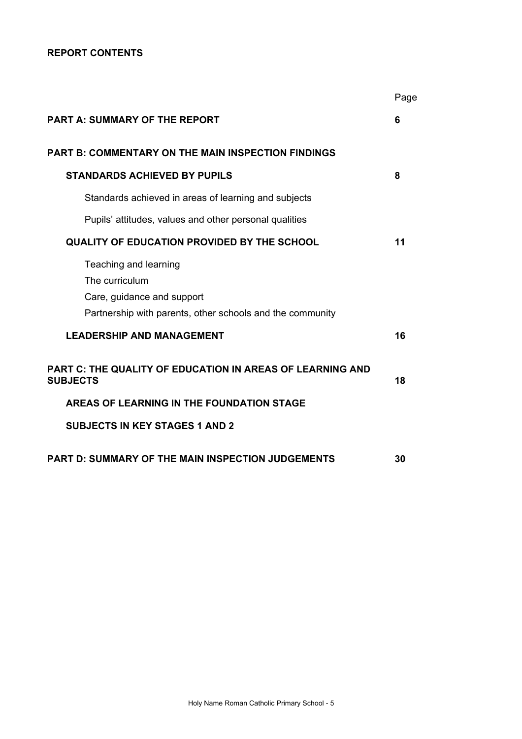**REPORT CONTENTS**

| | Page |
|---|---|
| **PART A: SUMMARY OF THE REPORT** | **6** |
| **PART B: COMMENTARY ON THE MAIN INSPECTION FINDINGS** | |
| **STANDARDS ACHIEVED BY PUPILS** | **8** |
| Standards achieved in areas of learning and subjects | |
| Pupils' attitudes, values and other personal qualities | |
| **QUALITY OF EDUCATION PROVIDED BY THE SCHOOL** | **11** |
| Teaching and learning | |
| The curriculum | |
| Care, guidance and support | |
| Partnership with parents, other schools and the community | |
| **LEADERSHIP AND MANAGEMENT** | **16** |
| **PART C: THE QUALITY OF EDUCATION IN AREAS OF LEARNING AND SUBJECTS** | **18** |
| **AREAS OF LEARNING IN THE FOUNDATION STAGE** | |
| **SUBJECTS IN KEY STAGES 1 AND 2** | |
| **PART D: SUMMARY OF THE MAIN INSPECTION JUDGEMENTS** | **30** |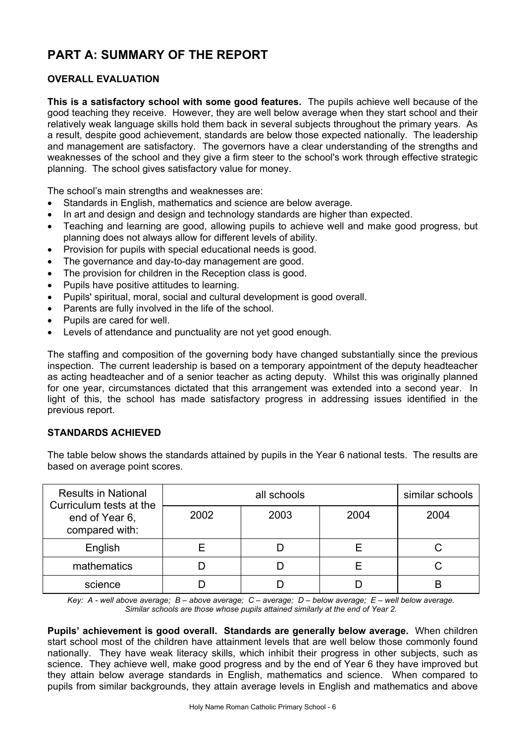# PART A: SUMMARY OF THE REPORT

## OVERALL EVALUATION

**This is a satisfactory school with some good features.** The pupils achieve well because of the good teaching they receive. However, they are well below average when they start school and their relatively weak language skills hold them back in several subjects throughout the primary years. As a result, despite good achievement, standards are below those expected nationally. The leadership and management are satisfactory. The governors have a clear understanding of the strengths and weaknesses of the school and they give a firm steer to the school's work through effective strategic planning. The school gives satisfactory value for money.

The school's main strengths and weaknesses are:

- Standards in English, mathematics and science are below average.
- In art and design and design and technology standards are higher than expected.
- Teaching and learning are good, allowing pupils to achieve well and make good progress, but planning does not always allow for different levels of ability.
- Provision for pupils with special educational needs is good.
- The governance and day-to-day management are good.
- The provision for children in the Reception class is good.
- Pupils have positive attitudes to learning.
- Pupils' spiritual, moral, social and cultural development is good overall.
- Parents are fully involved in the life of the school.
- Pupils are cared for well.
- Levels of attendance and punctuality are not yet good enough.

The staffing and composition of the governing body have changed substantially since the previous inspection. The current leadership is based on a temporary appointment of the deputy headteacher as acting headteacher and of a senior teacher as acting deputy. Whilst this was originally planned for one year, circumstances dictated that this arrangement was extended into a second year. In light of this, the school has made satisfactory progress in addressing issues identified in the previous report.

## STANDARDS ACHIEVED

The table below shows the standards attained by pupils in the Year 6 national tests. The results are based on average point scores.

| Results in National Curriculum tests at the end of Year 6, compared with: | all schools | | | similar schools |
|---|---|---|---|---|
| | 2002 | 2003 | 2004 | 2004 |
| English | E | D | E | C |
| mathematics | D | D | E | C |
| science | D | D | D | B |

*Key: A - well above average; B – above average; C – average; D – below average; E – well below average. Similar schools are those whose pupils attained similarly at the end of Year 2.*

**Pupils' achievement is good overall. Standards are generally below average.** When children start school most of the children have attainment levels that are well below those commonly found nationally. They have weak literacy skills, which inhibit their progress in other subjects, such as science. They achieve well, make good progress and by the end of Year 6 they have improved but they attain below average standards in English, mathematics and science. When compared to pupils from similar backgrounds, they attain average levels in English and mathematics and above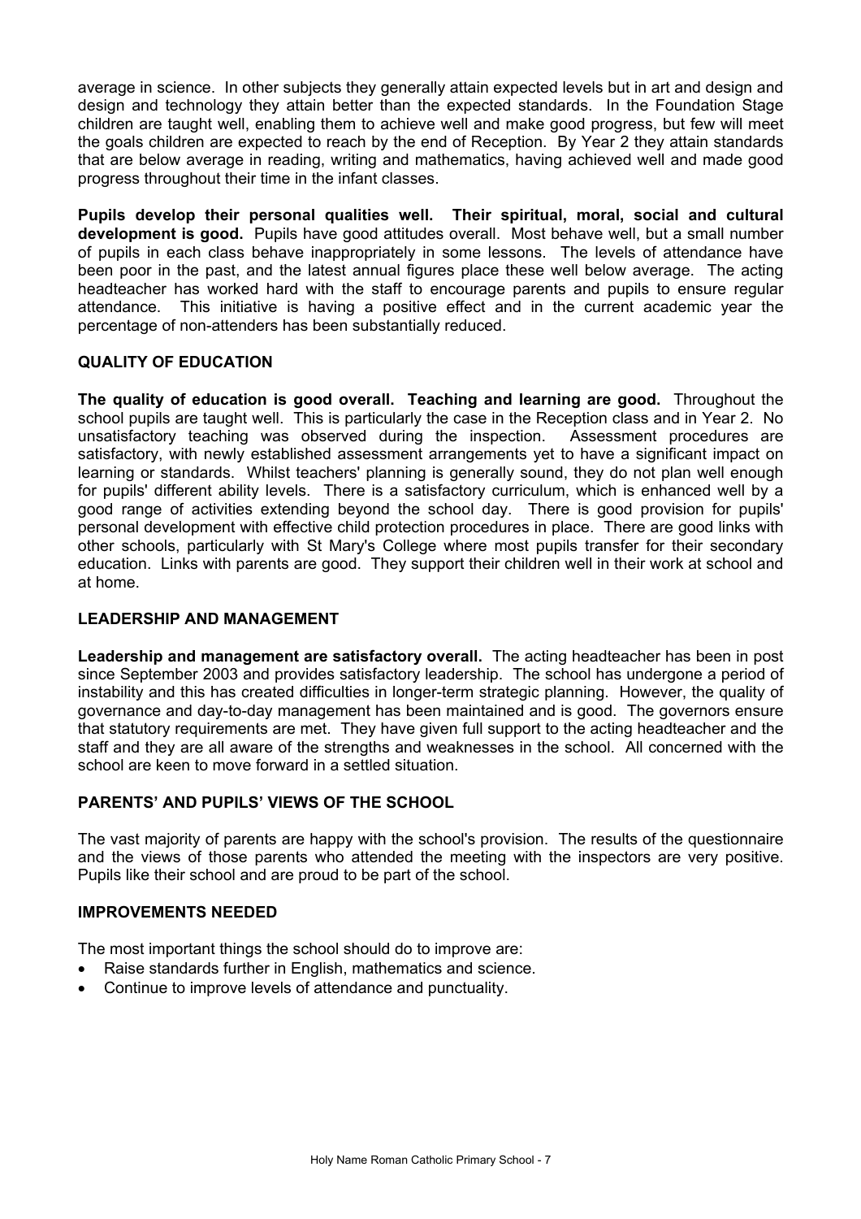average in science. In other subjects they generally attain expected levels but in art and design and design and technology they attain better than the expected standards. In the Foundation Stage children are taught well, enabling them to achieve well and make good progress, but few will meet the goals children are expected to reach by the end of Reception. By Year 2 they attain standards that are below average in reading, writing and mathematics, having achieved well and made good progress throughout their time in the infant classes.

**Pupils develop their personal qualities well. Their spiritual, moral, social and cultural development is good.** Pupils have good attitudes overall. Most behave well, but a small number of pupils in each class behave inappropriately in some lessons. The levels of attendance have been poor in the past, and the latest annual figures place these well below average. The acting headteacher has worked hard with the staff to encourage parents and pupils to ensure regular attendance. This initiative is having a positive effect and in the current academic year the percentage of non-attenders has been substantially reduced.

## QUALITY OF EDUCATION

**The quality of education is good overall. Teaching and learning are good.** Throughout the school pupils are taught well. This is particularly the case in the Reception class and in Year 2. No unsatisfactory teaching was observed during the inspection. Assessment procedures are satisfactory, with newly established assessment arrangements yet to have a significant impact on learning or standards. Whilst teachers' planning is generally sound, they do not plan well enough for pupils' different ability levels. There is a satisfactory curriculum, which is enhanced well by a good range of activities extending beyond the school day. There is good provision for pupils' personal development with effective child protection procedures in place. There are good links with other schools, particularly with St Mary's College where most pupils transfer for their secondary education. Links with parents are good. They support their children well in their work at school and at home.

## LEADERSHIP AND MANAGEMENT

**Leadership and management are satisfactory overall.** The acting headteacher has been in post since September 2003 and provides satisfactory leadership. The school has undergone a period of instability and this has created difficulties in longer-term strategic planning. However, the quality of governance and day-to-day management has been maintained and is good. The governors ensure that statutory requirements are met. They have given full support to the acting headteacher and the staff and they are all aware of the strengths and weaknesses in the school. All concerned with the school are keen to move forward in a settled situation.

## PARENTS' AND PUPILS' VIEWS OF THE SCHOOL

The vast majority of parents are happy with the school's provision. The results of the questionnaire and the views of those parents who attended the meeting with the inspectors are very positive. Pupils like their school and are proud to be part of the school.

## IMPROVEMENTS NEEDED

The most important things the school should do to improve are:

- Raise standards further in English, mathematics and science.
- Continue to improve levels of attendance and punctuality.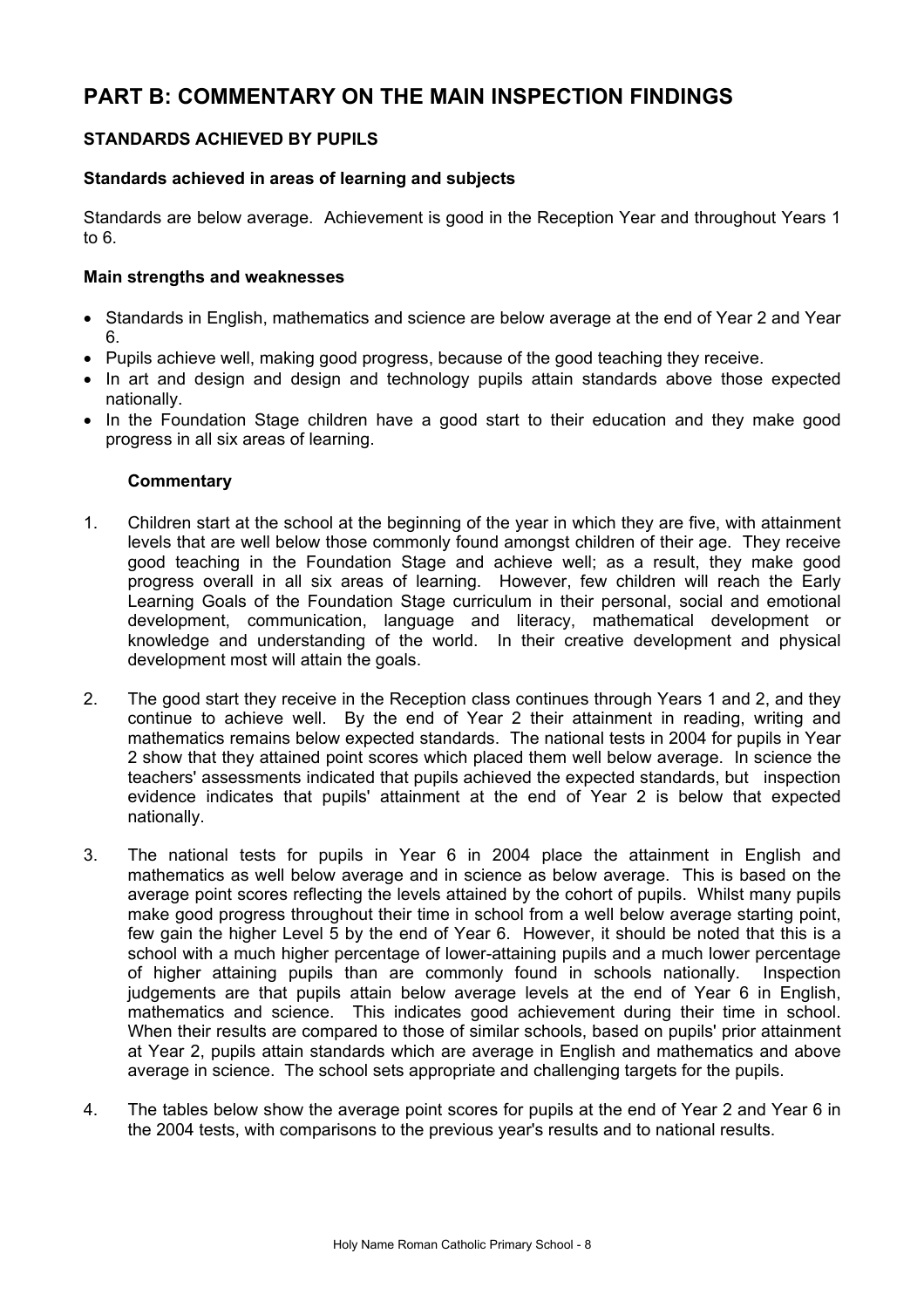# PART B: COMMENTARY ON THE MAIN INSPECTION FINDINGS

### STANDARDS ACHIEVED BY PUPILS

#### Standards achieved in areas of learning and subjects

Standards are below average. Achievement is good in the Reception Year and throughout Years 1 to 6.

#### Main strengths and weaknesses

- Standards in English, mathematics and science are below average at the end of Year 2 and Year 6.
- Pupils achieve well, making good progress, because of the good teaching they receive.
- In art and design and design and technology pupils attain standards above those expected nationally.
- In the Foundation Stage children have a good start to their education and they make good progress in all six areas of learning.

**Commentary**

1. Children start at the school at the beginning of the year in which they are five, with attainment levels that are well below those commonly found amongst children of their age. They receive good teaching in the Foundation Stage and achieve well; as a result, they make good progress overall in all six areas of learning. However, few children will reach the Early Learning Goals of the Foundation Stage curriculum in their personal, social and emotional development, communication, language and literacy, mathematical development or knowledge and understanding of the world. In their creative development and physical development most will attain the goals.

2. The good start they receive in the Reception class continues through Years 1 and 2, and they continue to achieve well. By the end of Year 2 their attainment in reading, writing and mathematics remains below expected standards. The national tests in 2004 for pupils in Year 2 show that they attained point scores which placed them well below average. In science the teachers' assessments indicated that pupils achieved the expected standards, but inspection evidence indicates that pupils' attainment at the end of Year 2 is below that expected nationally.

3. The national tests for pupils in Year 6 in 2004 place the attainment in English and mathematics as well below average and in science as below average. This is based on the average point scores reflecting the levels attained by the cohort of pupils. Whilst many pupils make good progress throughout their time in school from a well below average starting point, few gain the higher Level 5 by the end of Year 6. However, it should be noted that this is a school with a much higher percentage of lower-attaining pupils and a much lower percentage of higher attaining pupils than are commonly found in schools nationally. Inspection judgements are that pupils attain below average levels at the end of Year 6 in English, mathematics and science. This indicates good achievement during their time in school. When their results are compared to those of similar schools, based on pupils' prior attainment at Year 2, pupils attain standards which are average in English and mathematics and above average in science. The school sets appropriate and challenging targets for the pupils.

4. The tables below show the average point scores for pupils at the end of Year 2 and Year 6 in the 2004 tests, with comparisons to the previous year's results and to national results.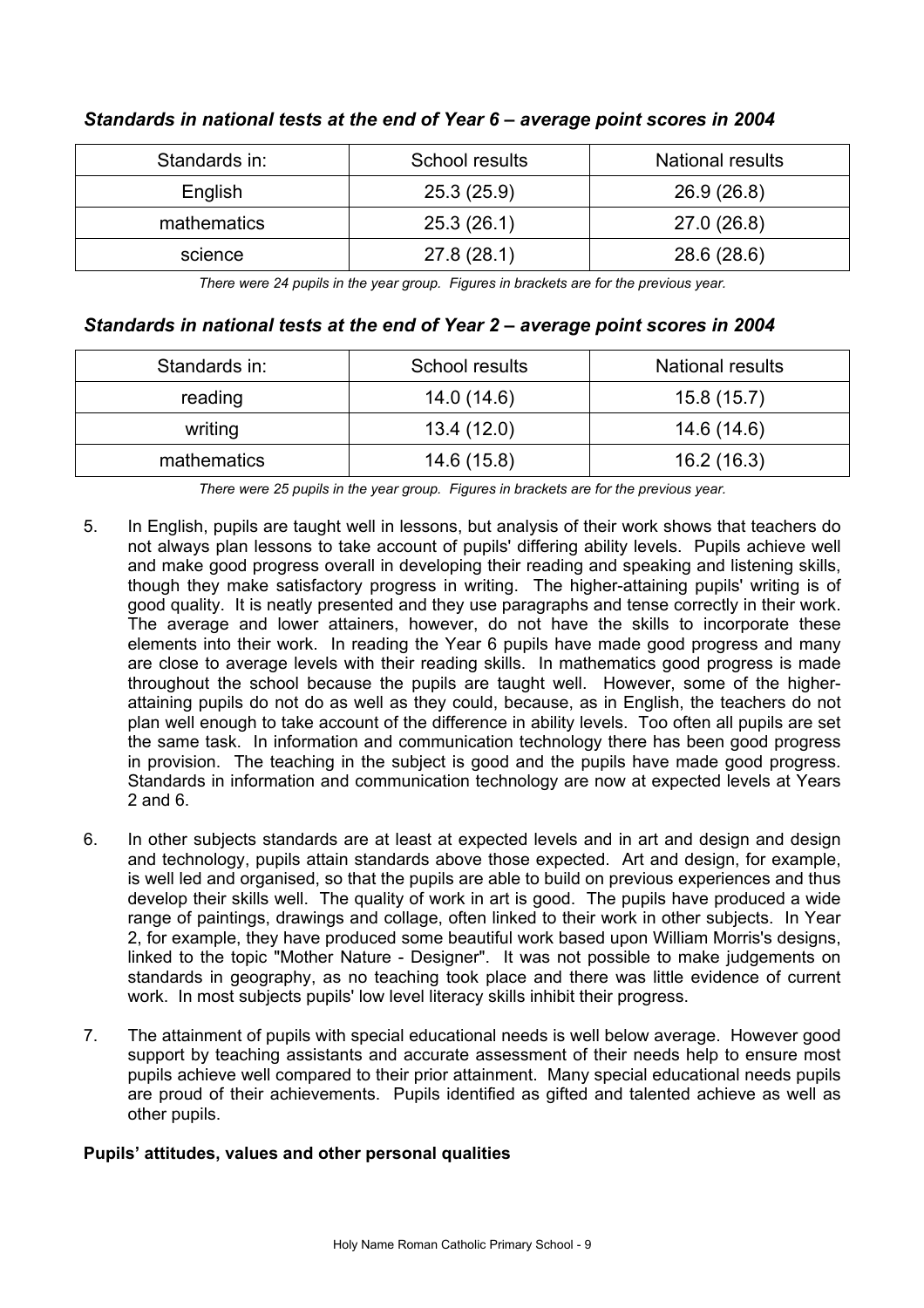### *Standards in national tests at the end of Year 6 – average point scores in 2004*

| Standards in: | School results | National results |
|---|---|---|
| English | 25.3 (25.9) | 26.9 (26.8) |
| mathematics | 25.3 (26.1) | 27.0 (26.8) |
| science | 27.8 (28.1) | 28.6 (28.6) |

*There were 24 pupils in the year group. Figures in brackets are for the previous year.*

### *Standards in national tests at the end of Year 2 – average point scores in 2004*

| Standards in: | School results | National results |
|---|---|---|
| reading | 14.0 (14.6) | 15.8 (15.7) |
| writing | 13.4 (12.0) | 14.6 (14.6) |
| mathematics | 14.6 (15.8) | 16.2 (16.3) |

*There were 25 pupils in the year group. Figures in brackets are for the previous year.*

5. In English, pupils are taught well in lessons, but analysis of their work shows that teachers do not always plan lessons to take account of pupils' differing ability levels. Pupils achieve well and make good progress overall in developing their reading and speaking and listening skills, though they make satisfactory progress in writing. The higher-attaining pupils' writing is of good quality. It is neatly presented and they use paragraphs and tense correctly in their work. The average and lower attainers, however, do not have the skills to incorporate these elements into their work. In reading the Year 6 pupils have made good progress and many are close to average levels with their reading skills. In mathematics good progress is made throughout the school because the pupils are taught well. However, some of the higher-attaining pupils do not do as well as they could, because, as in English, the teachers do not plan well enough to take account of the difference in ability levels. Too often all pupils are set the same task. In information and communication technology there has been good progress in provision. The teaching in the subject is good and the pupils have made good progress. Standards in information and communication technology are now at expected levels at Years 2 and 6.

6. In other subjects standards are at least at expected levels and in art and design and design and technology, pupils attain standards above those expected. Art and design, for example, is well led and organised, so that the pupils are able to build on previous experiences and thus develop their skills well. The quality of work in art is good. The pupils have produced a wide range of paintings, drawings and collage, often linked to their work in other subjects. In Year 2, for example, they have produced some beautiful work based upon William Morris's designs, linked to the topic "Mother Nature - Designer". It was not possible to make judgements on standards in geography, as no teaching took place and there was little evidence of current work. In most subjects pupils' low level literacy skills inhibit their progress.

7. The attainment of pupils with special educational needs is well below average. However good support by teaching assistants and accurate assessment of their needs help to ensure most pupils achieve well compared to their prior attainment. Many special educational needs pupils are proud of their achievements. Pupils identified as gifted and talented achieve as well as other pupils.

**Pupils' attitudes, values and other personal qualities**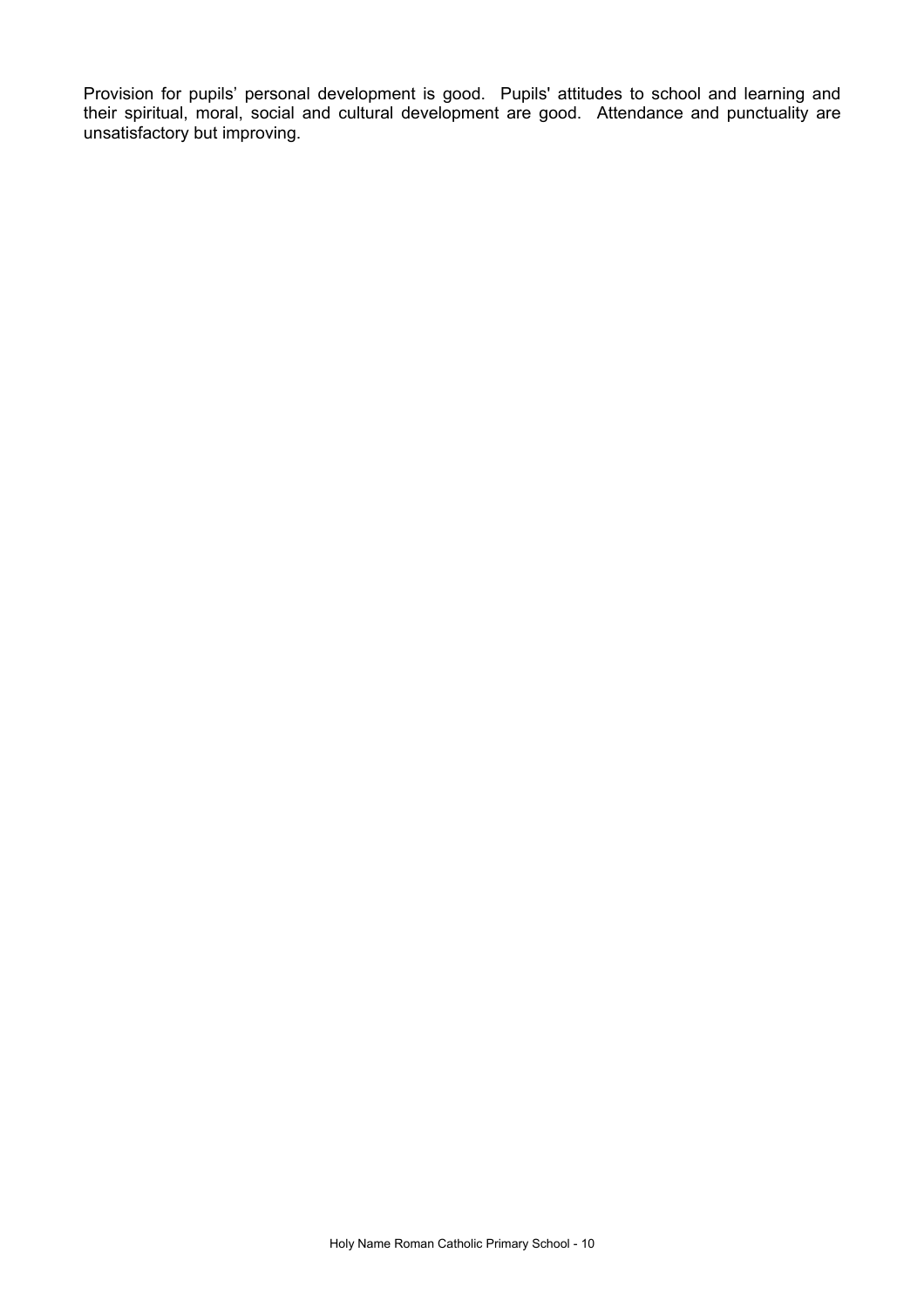Provision for pupils’ personal development is good. Pupils' attitudes to school and learning and their spiritual, moral, social and cultural development are good. Attendance and punctuality are unsatisfactory but improving.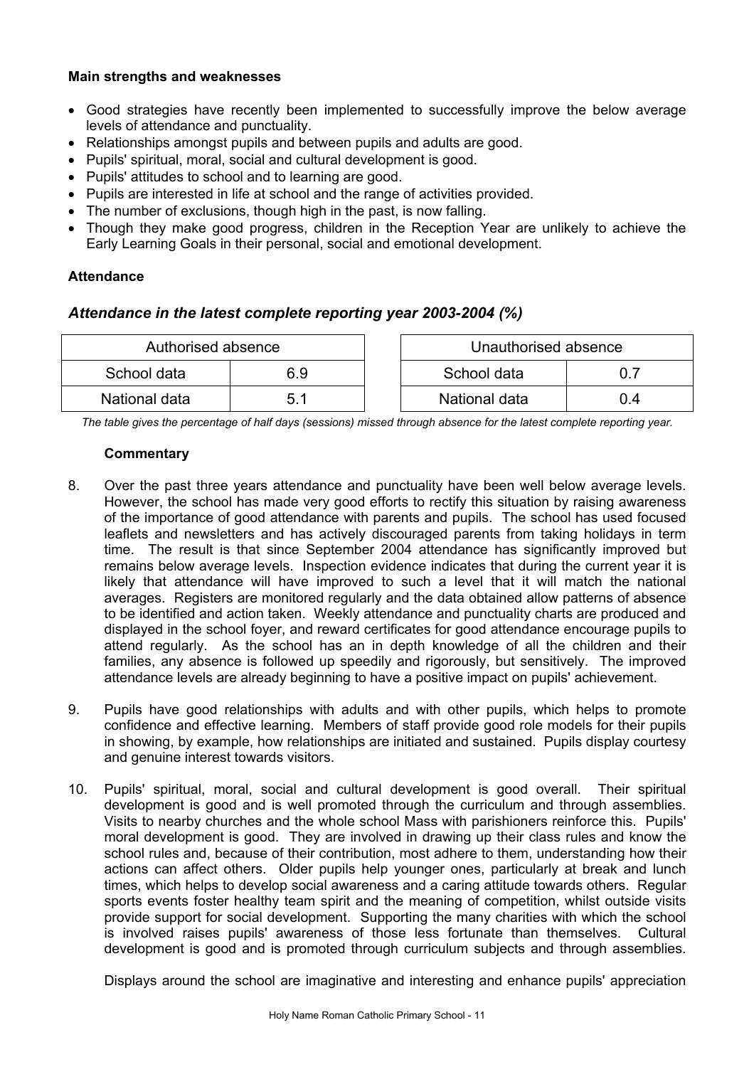**Main strengths and weaknesses**

- Good strategies have recently been implemented to successfully improve the below average levels of attendance and punctuality.
- Relationships amongst pupils and between pupils and adults are good.
- Pupils' spiritual, moral, social and cultural development is good.
- Pupils' attitudes to school and to learning are good.
- Pupils are interested in life at school and the range of activities provided.
- The number of exclusions, though high in the past, is now falling.
- Though they make good progress, children in the Reception Year are unlikely to achieve the Early Learning Goals in their personal, social and emotional development.

**Attendance**

### *Attendance in the latest complete reporting year 2003-2004 (%)*

| Authorised absence | |
|---|---|
| School data | 6.9 |
| National data | 5.1 |

| Unauthorised absence | |
|---|---|
| School data | 0.7 |
| National data | 0.4 |

*The table gives the percentage of half days (sessions) missed through absence for the latest complete reporting year.*

**Commentary**

8. Over the past three years attendance and punctuality have been well below average levels. However, the school has made very good efforts to rectify this situation by raising awareness of the importance of good attendance with parents and pupils. The school has used focused leaflets and newsletters and has actively discouraged parents from taking holidays in term time. The result is that since September 2004 attendance has significantly improved but remains below average levels. Inspection evidence indicates that during the current year it is likely that attendance will have improved to such a level that it will match the national averages. Registers are monitored regularly and the data obtained allow patterns of absence to be identified and action taken. Weekly attendance and punctuality charts are produced and displayed in the school foyer, and reward certificates for good attendance encourage pupils to attend regularly. As the school has an in depth knowledge of all the children and their families, any absence is followed up speedily and rigorously, but sensitively. The improved attendance levels are already beginning to have a positive impact on pupils' achievement.

9. Pupils have good relationships with adults and with other pupils, which helps to promote confidence and effective learning. Members of staff provide good role models for their pupils in showing, by example, how relationships are initiated and sustained. Pupils display courtesy and genuine interest towards visitors.

10. Pupils' spiritual, moral, social and cultural development is good overall. Their spiritual development is good and is well promoted through the curriculum and through assemblies. Visits to nearby churches and the whole school Mass with parishioners reinforce this. Pupils' moral development is good. They are involved in drawing up their class rules and know the school rules and, because of their contribution, most adhere to them, understanding how their actions can affect others. Older pupils help younger ones, particularly at break and lunch times, which helps to develop social awareness and a caring attitude towards others. Regular sports events foster healthy team spirit and the meaning of competition, whilst outside visits provide support for social development. Supporting the many charities with which the school is involved raises pupils' awareness of those less fortunate than themselves. Cultural development is good and is promoted through curriculum subjects and through assemblies.

Displays around the school are imaginative and interesting and enhance pupils' appreciation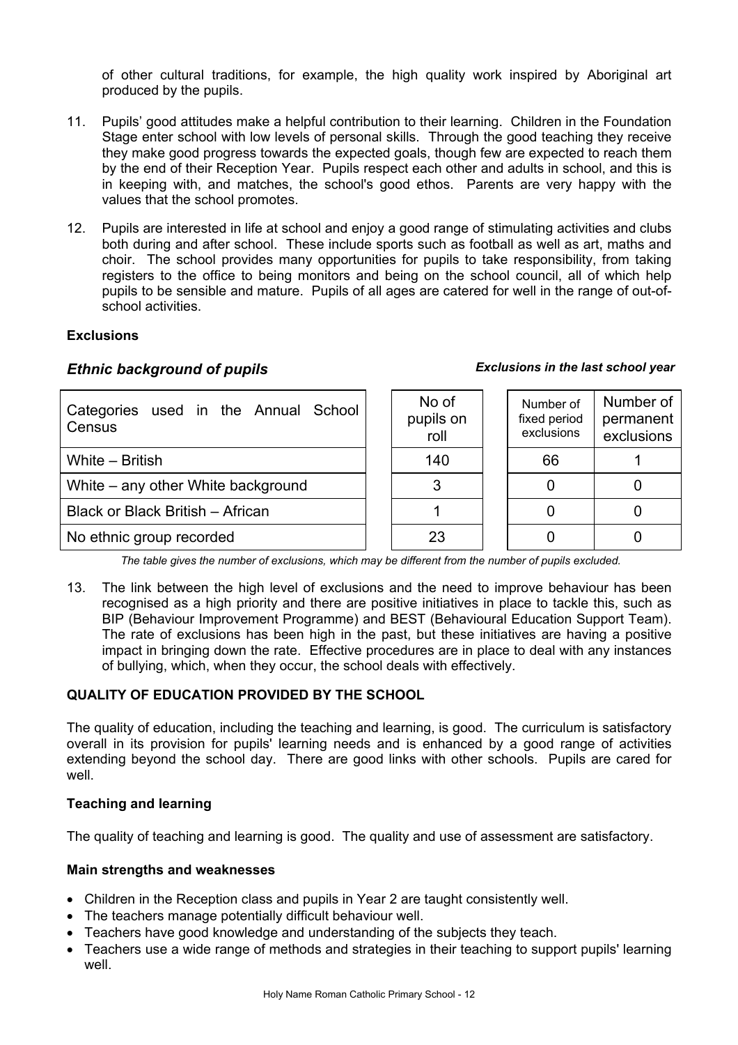of other cultural traditions, for example, the high quality work inspired by Aboriginal art produced by the pupils.

11. Pupils' good attitudes make a helpful contribution to their learning. Children in the Foundation Stage enter school with low levels of personal skills. Through the good teaching they receive they make good progress towards the expected goals, though few are expected to reach them by the end of their Reception Year. Pupils respect each other and adults in school, and this is in keeping with, and matches, the school's good ethos. Parents are very happy with the values that the school promotes.

12. Pupils are interested in life at school and enjoy a good range of stimulating activities and clubs both during and after school. These include sports such as football as well as art, maths and choir. The school provides many opportunities for pupils to take responsibility, from taking registers to the office to being monitors and being on the school council, all of which help pupils to be sensible and mature. Pupils of all ages are catered for well in the range of out-of-school activities.

**Exclusions**

***Ethnic background of pupils*** ***Exclusions in the last school year***

| Categories used in the Annual School Census | No of pupils on roll | Number of fixed period exclusions | Number of permanent exclusions |
|---|---|---|---|
| White – British | 140 | 66 | 1 |
| White – any other White background | 3 | 0 | 0 |
| Black or Black British – African | 1 | 0 | 0 |
| No ethnic group recorded | 23 | 0 | 0 |

*The table gives the number of exclusions, which may be different from the number of pupils excluded.*

13. The link between the high level of exclusions and the need to improve behaviour has been recognised as a high priority and there are positive initiatives in place to tackle this, such as BIP (Behaviour Improvement Programme) and BEST (Behavioural Education Support Team). The rate of exclusions has been high in the past, but these initiatives are having a positive impact in bringing down the rate. Effective procedures are in place to deal with any instances of bullying, which, when they occur, the school deals with effectively.

**QUALITY OF EDUCATION PROVIDED BY THE SCHOOL**

The quality of education, including the teaching and learning, is good. The curriculum is satisfactory overall in its provision for pupils' learning needs and is enhanced by a good range of activities extending beyond the school day. There are good links with other schools. Pupils are cared for well.

**Teaching and learning**

The quality of teaching and learning is good. The quality and use of assessment are satisfactory.

**Main strengths and weaknesses**

- Children in the Reception class and pupils in Year 2 are taught consistently well.
- The teachers manage potentially difficult behaviour well.
- Teachers have good knowledge and understanding of the subjects they teach.
- Teachers use a wide range of methods and strategies in their teaching to support pupils' learning well.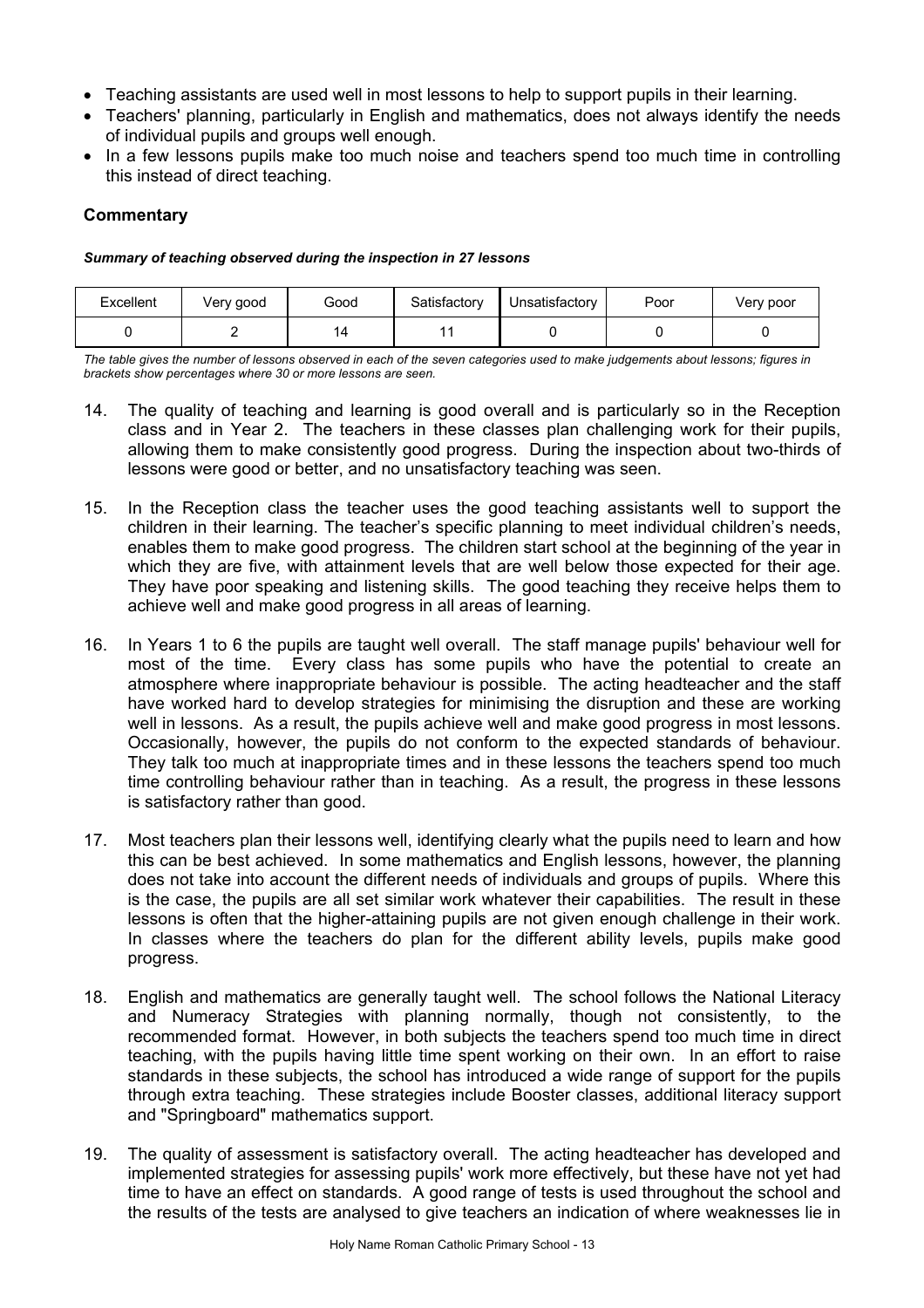- Teaching assistants are used well in most lessons to help to support pupils in their learning.
- Teachers' planning, particularly in English and mathematics, does not always identify the needs of individual pupils and groups well enough.
- In a few lessons pupils make too much noise and teachers spend too much time in controlling this instead of direct teaching.

### Commentary

***Summary of teaching observed during the inspection in 27 lessons***

| Excellent | Very good | Good | Satisfactory | Unsatisfactory | Poor | Very poor |
|---|---|---|---|---|---|---|
| 0 | 2 | 14 | 11 | 0 | 0 | 0 |

*The table gives the number of lessons observed in each of the seven categories used to make judgements about lessons; figures in brackets show percentages where 30 or more lessons are seen.*

14. The quality of teaching and learning is good overall and is particularly so in the Reception class and in Year 2. The teachers in these classes plan challenging work for their pupils, allowing them to make consistently good progress. During the inspection about two-thirds of lessons were good or better, and no unsatisfactory teaching was seen.

15. In the Reception class the teacher uses the good teaching assistants well to support the children in their learning. The teacher's specific planning to meet individual children's needs, enables them to make good progress. The children start school at the beginning of the year in which they are five, with attainment levels that are well below those expected for their age. They have poor speaking and listening skills. The good teaching they receive helps them to achieve well and make good progress in all areas of learning.

16. In Years 1 to 6 the pupils are taught well overall. The staff manage pupils' behaviour well for most of the time. Every class has some pupils who have the potential to create an atmosphere where inappropriate behaviour is possible. The acting headteacher and the staff have worked hard to develop strategies for minimising the disruption and these are working well in lessons. As a result, the pupils achieve well and make good progress in most lessons. Occasionally, however, the pupils do not conform to the expected standards of behaviour. They talk too much at inappropriate times and in these lessons the teachers spend too much time controlling behaviour rather than in teaching. As a result, the progress in these lessons is satisfactory rather than good.

17. Most teachers plan their lessons well, identifying clearly what the pupils need to learn and how this can be best achieved. In some mathematics and English lessons, however, the planning does not take into account the different needs of individuals and groups of pupils. Where this is the case, the pupils are all set similar work whatever their capabilities. The result in these lessons is often that the higher-attaining pupils are not given enough challenge in their work. In classes where the teachers do plan for the different ability levels, pupils make good progress.

18. English and mathematics are generally taught well. The school follows the National Literacy and Numeracy Strategies with planning normally, though not consistently, to the recommended format. However, in both subjects the teachers spend too much time in direct teaching, with the pupils having little time spent working on their own. In an effort to raise standards in these subjects, the school has introduced a wide range of support for the pupils through extra teaching. These strategies include Booster classes, additional literacy support and "Springboard" mathematics support.

19. The quality of assessment is satisfactory overall. The acting headteacher has developed and implemented strategies for assessing pupils' work more effectively, but these have not yet had time to have an effect on standards. A good range of tests is used throughout the school and the results of the tests are analysed to give teachers an indication of where weaknesses lie in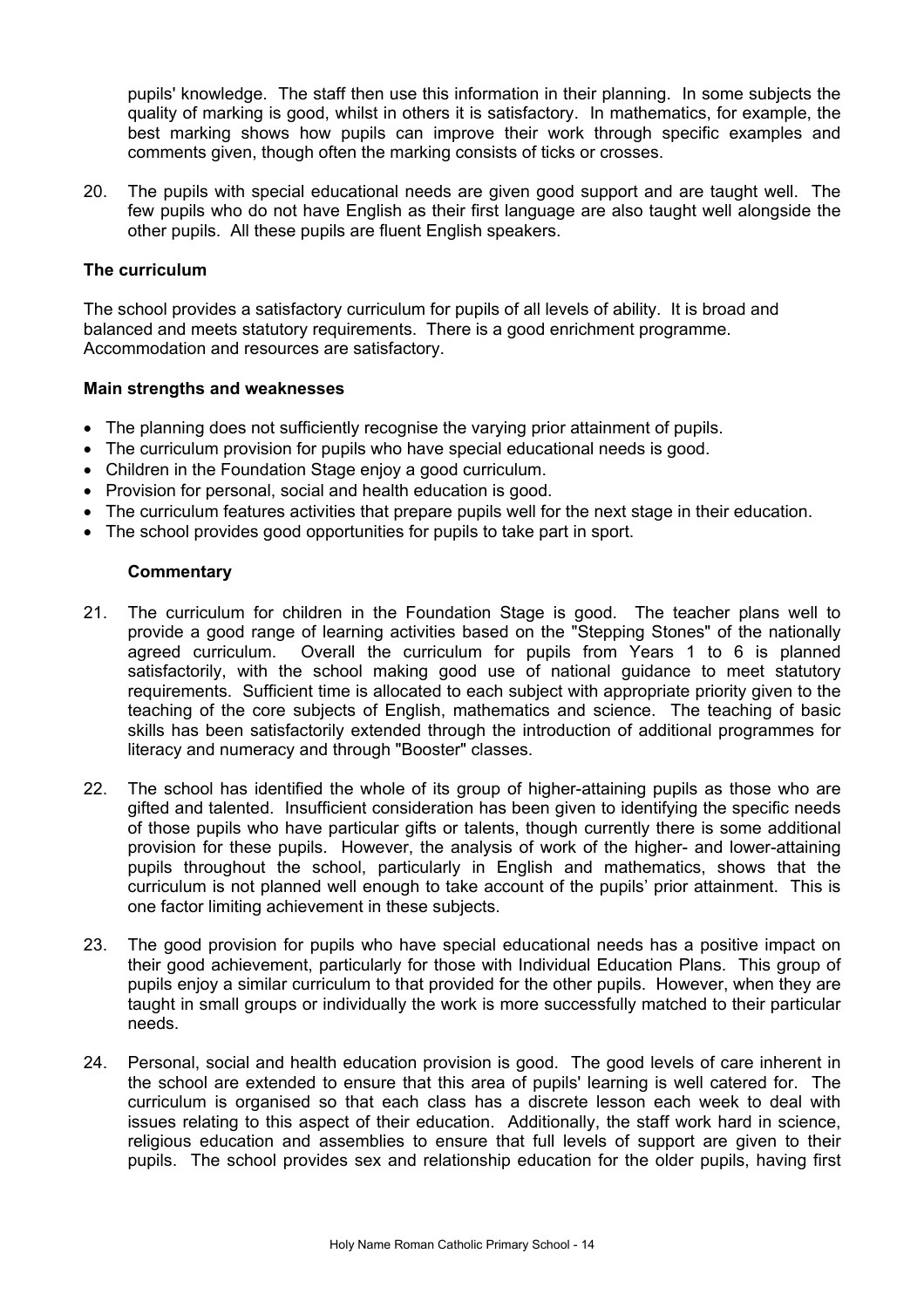pupils' knowledge. The staff then use this information in their planning. In some subjects the quality of marking is good, whilst in others it is satisfactory. In mathematics, for example, the best marking shows how pupils can improve their work through specific examples and comments given, though often the marking consists of ticks or crosses.

20. The pupils with special educational needs are given good support and are taught well. The few pupils who do not have English as their first language are also taught well alongside the other pupils. All these pupils are fluent English speakers.

**The curriculum**

The school provides a satisfactory curriculum for pupils of all levels of ability. It is broad and balanced and meets statutory requirements. There is a good enrichment programme. Accommodation and resources are satisfactory.

**Main strengths and weaknesses**

- The planning does not sufficiently recognise the varying prior attainment of pupils.
- The curriculum provision for pupils who have special educational needs is good.
- Children in the Foundation Stage enjoy a good curriculum.
- Provision for personal, social and health education is good.
- The curriculum features activities that prepare pupils well for the next stage in their education.
- The school provides good opportunities for pupils to take part in sport.

**Commentary**

21. The curriculum for children in the Foundation Stage is good. The teacher plans well to provide a good range of learning activities based on the "Stepping Stones" of the nationally agreed curriculum. Overall the curriculum for pupils from Years 1 to 6 is planned satisfactorily, with the school making good use of national guidance to meet statutory requirements. Sufficient time is allocated to each subject with appropriate priority given to the teaching of the core subjects of English, mathematics and science. The teaching of basic skills has been satisfactorily extended through the introduction of additional programmes for literacy and numeracy and through "Booster" classes.

22. The school has identified the whole of its group of higher-attaining pupils as those who are gifted and talented. Insufficient consideration has been given to identifying the specific needs of those pupils who have particular gifts or talents, though currently there is some additional provision for these pupils. However, the analysis of work of the higher- and lower-attaining pupils throughout the school, particularly in English and mathematics, shows that the curriculum is not planned well enough to take account of the pupils' prior attainment. This is one factor limiting achievement in these subjects.

23. The good provision for pupils who have special educational needs has a positive impact on their good achievement, particularly for those with Individual Education Plans. This group of pupils enjoy a similar curriculum to that provided for the other pupils. However, when they are taught in small groups or individually the work is more successfully matched to their particular needs.

24. Personal, social and health education provision is good. The good levels of care inherent in the school are extended to ensure that this area of pupils' learning is well catered for. The curriculum is organised so that each class has a discrete lesson each week to deal with issues relating to this aspect of their education. Additionally, the staff work hard in science, religious education and assemblies to ensure that full levels of support are given to their pupils. The school provides sex and relationship education for the older pupils, having first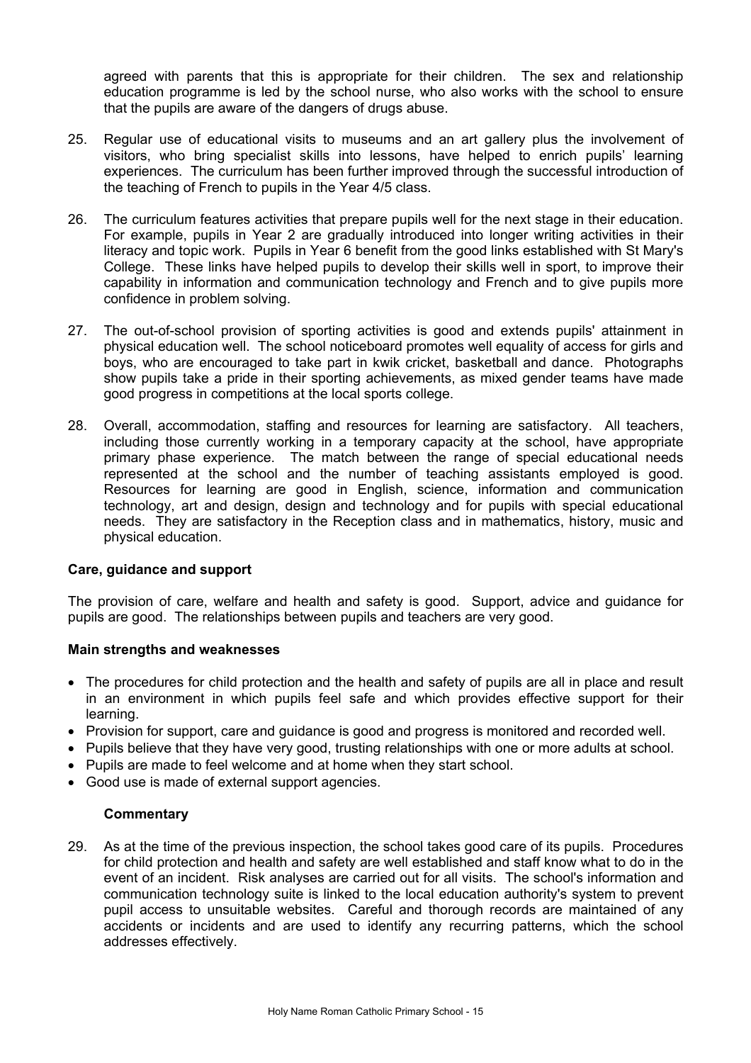agreed with parents that this is appropriate for their children. The sex and relationship education programme is led by the school nurse, who also works with the school to ensure that the pupils are aware of the dangers of drugs abuse.

25. Regular use of educational visits to museums and an art gallery plus the involvement of visitors, who bring specialist skills into lessons, have helped to enrich pupils' learning experiences. The curriculum has been further improved through the successful introduction of the teaching of French to pupils in the Year 4/5 class.

26. The curriculum features activities that prepare pupils well for the next stage in their education. For example, pupils in Year 2 are gradually introduced into longer writing activities in their literacy and topic work. Pupils in Year 6 benefit from the good links established with St Mary's College. These links have helped pupils to develop their skills well in sport, to improve their capability in information and communication technology and French and to give pupils more confidence in problem solving.

27. The out-of-school provision of sporting activities is good and extends pupils' attainment in physical education well. The school noticeboard promotes well equality of access for girls and boys, who are encouraged to take part in kwik cricket, basketball and dance. Photographs show pupils take a pride in their sporting achievements, as mixed gender teams have made good progress in competitions at the local sports college.

28. Overall, accommodation, staffing and resources for learning are satisfactory. All teachers, including those currently working in a temporary capacity at the school, have appropriate primary phase experience. The match between the range of special educational needs represented at the school and the number of teaching assistants employed is good. Resources for learning are good in English, science, information and communication technology, art and design, design and technology and for pupils with special educational needs. They are satisfactory in the Reception class and in mathematics, history, music and physical education.

### Care, guidance and support

The provision of care, welfare and health and safety is good. Support, advice and guidance for pupils are good. The relationships between pupils and teachers are very good.

#### Main strengths and weaknesses

- The procedures for child protection and the health and safety of pupils are all in place and result in an environment in which pupils feel safe and which provides effective support for their learning.
- Provision for support, care and guidance is good and progress is monitored and recorded well.
- Pupils believe that they have very good, trusting relationships with one or more adults at school.
- Pupils are made to feel welcome and at home when they start school.
- Good use is made of external support agencies.

#### Commentary

29. As at the time of the previous inspection, the school takes good care of its pupils. Procedures for child protection and health and safety are well established and staff know what to do in the event of an incident. Risk analyses are carried out for all visits. The school's information and communication technology suite is linked to the local education authority's system to prevent pupil access to unsuitable websites. Careful and thorough records are maintained of any accidents or incidents and are used to identify any recurring patterns, which the school addresses effectively.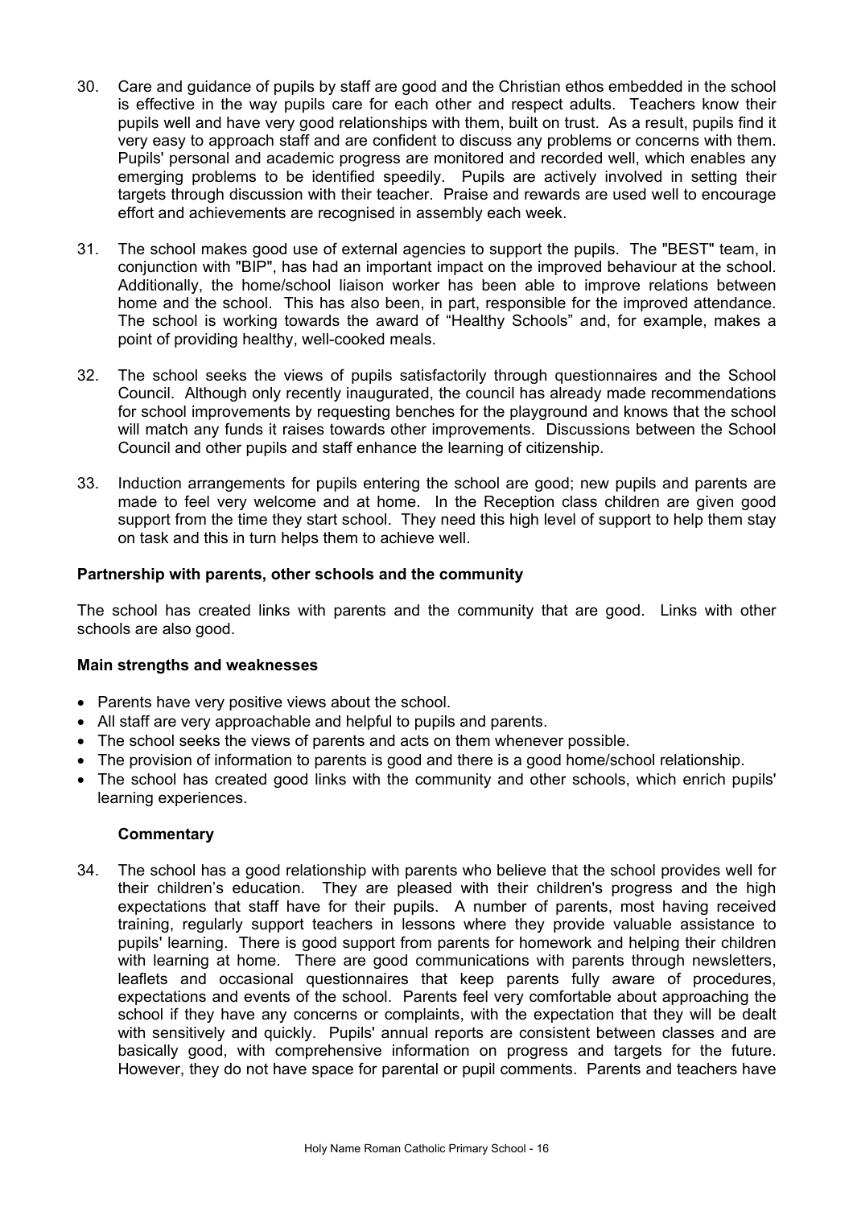30. Care and guidance of pupils by staff are good and the Christian ethos embedded in the school is effective in the way pupils care for each other and respect adults. Teachers know their pupils well and have very good relationships with them, built on trust. As a result, pupils find it very easy to approach staff and are confident to discuss any problems or concerns with them. Pupils' personal and academic progress are monitored and recorded well, which enables any emerging problems to be identified speedily. Pupils are actively involved in setting their targets through discussion with their teacher. Praise and rewards are used well to encourage effort and achievements are recognised in assembly each week.

31. The school makes good use of external agencies to support the pupils. The "BEST" team, in conjunction with "BIP", has had an important impact on the improved behaviour at the school. Additionally, the home/school liaison worker has been able to improve relations between home and the school. This has also been, in part, responsible for the improved attendance. The school is working towards the award of "Healthy Schools" and, for example, makes a point of providing healthy, well-cooked meals.

32. The school seeks the views of pupils satisfactorily through questionnaires and the School Council. Although only recently inaugurated, the council has already made recommendations for school improvements by requesting benches for the playground and knows that the school will match any funds it raises towards other improvements. Discussions between the School Council and other pupils and staff enhance the learning of citizenship.

33. Induction arrangements for pupils entering the school are good; new pupils and parents are made to feel very welcome and at home. In the Reception class children are given good support from the time they start school. They need this high level of support to help them stay on task and this in turn helps them to achieve well.

### Partnership with parents, other schools and the community

The school has created links with parents and the community that are good. Links with other schools are also good.

#### Main strengths and weaknesses

- Parents have very positive views about the school.
- All staff are very approachable and helpful to pupils and parents.
- The school seeks the views of parents and acts on them whenever possible.
- The provision of information to parents is good and there is a good home/school relationship.
- The school has created good links with the community and other schools, which enrich pupils' learning experiences.

#### Commentary

34. The school has a good relationship with parents who believe that the school provides well for their children's education. They are pleased with their children's progress and the high expectations that staff have for their pupils. A number of parents, most having received training, regularly support teachers in lessons where they provide valuable assistance to pupils' learning. There is good support from parents for homework and helping their children with learning at home. There are good communications with parents through newsletters, leaflets and occasional questionnaires that keep parents fully aware of procedures, expectations and events of the school. Parents feel very comfortable about approaching the school if they have any concerns or complaints, with the expectation that they will be dealt with sensitively and quickly. Pupils' annual reports are consistent between classes and are basically good, with comprehensive information on progress and targets for the future. However, they do not have space for parental or pupil comments. Parents and teachers have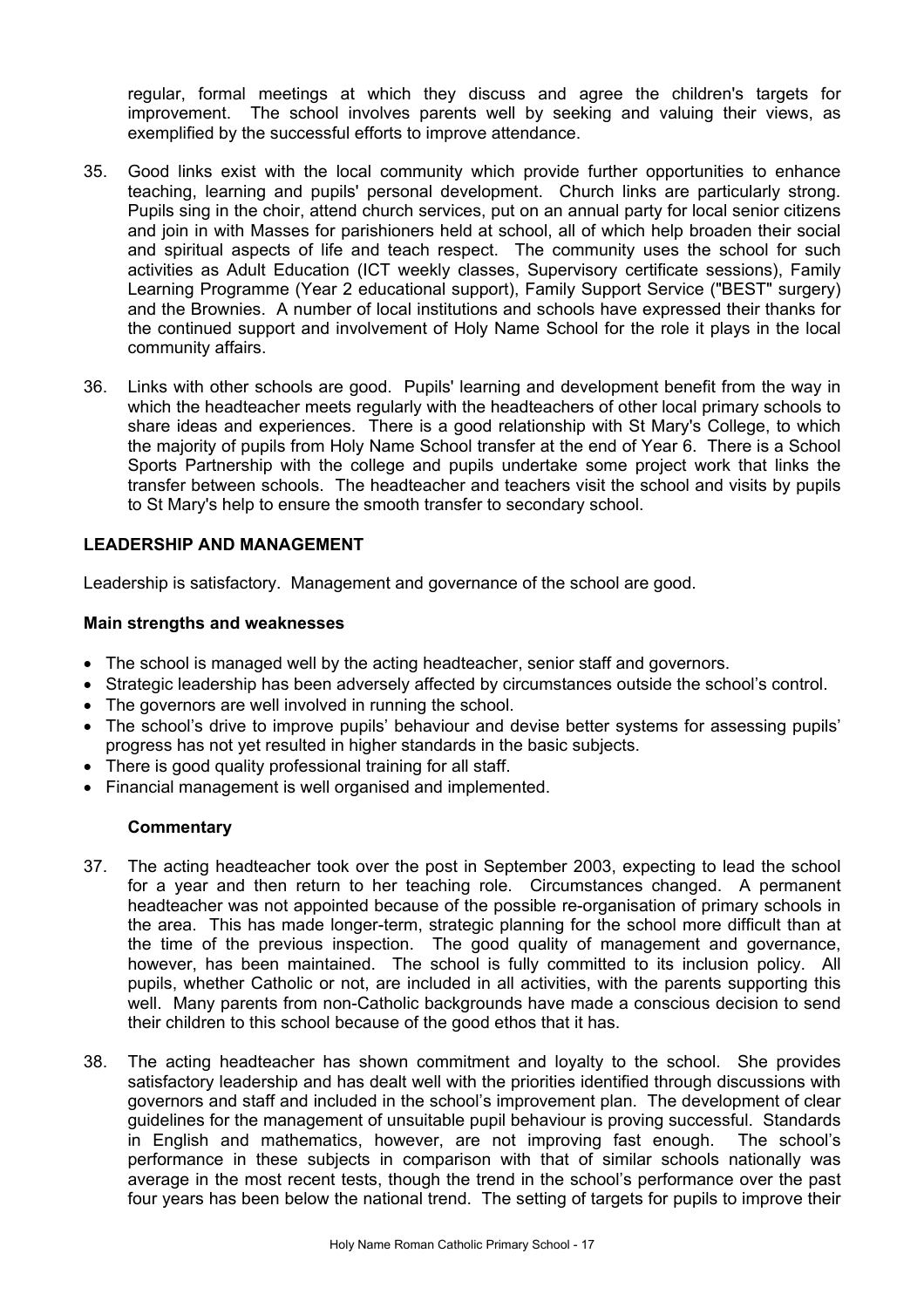regular, formal meetings at which they discuss and agree the children's targets for improvement. The school involves parents well by seeking and valuing their views, as exemplified by the successful efforts to improve attendance.

35. Good links exist with the local community which provide further opportunities to enhance teaching, learning and pupils' personal development. Church links are particularly strong. Pupils sing in the choir, attend church services, put on an annual party for local senior citizens and join in with Masses for parishioners held at school, all of which help broaden their social and spiritual aspects of life and teach respect. The community uses the school for such activities as Adult Education (ICT weekly classes, Supervisory certificate sessions), Family Learning Programme (Year 2 educational support), Family Support Service ("BEST" surgery) and the Brownies. A number of local institutions and schools have expressed their thanks for the continued support and involvement of Holy Name School for the role it plays in the local community affairs.

36. Links with other schools are good. Pupils' learning and development benefit from the way in which the headteacher meets regularly with the headteachers of other local primary schools to share ideas and experiences. There is a good relationship with St Mary's College, to which the majority of pupils from Holy Name School transfer at the end of Year 6. There is a School Sports Partnership with the college and pupils undertake some project work that links the transfer between schools. The headteacher and teachers visit the school and visits by pupils to St Mary's help to ensure the smooth transfer to secondary school.

## LEADERSHIP AND MANAGEMENT

Leadership is satisfactory. Management and governance of the school are good.

### Main strengths and weaknesses

- The school is managed well by the acting headteacher, senior staff and governors.
- Strategic leadership has been adversely affected by circumstances outside the school's control.
- The governors are well involved in running the school.
- The school's drive to improve pupils' behaviour and devise better systems for assessing pupils' progress has not yet resulted in higher standards in the basic subjects.
- There is good quality professional training for all staff.
- Financial management is well organised and implemented.

### Commentary

37. The acting headteacher took over the post in September 2003, expecting to lead the school for a year and then return to her teaching role. Circumstances changed. A permanent headteacher was not appointed because of the possible re-organisation of primary schools in the area. This has made longer-term, strategic planning for the school more difficult than at the time of the previous inspection. The good quality of management and governance, however, has been maintained. The school is fully committed to its inclusion policy. All pupils, whether Catholic or not, are included in all activities, with the parents supporting this well. Many parents from non-Catholic backgrounds have made a conscious decision to send their children to this school because of the good ethos that it has.

38. The acting headteacher has shown commitment and loyalty to the school. She provides satisfactory leadership and has dealt well with the priorities identified through discussions with governors and staff and included in the school's improvement plan. The development of clear guidelines for the management of unsuitable pupil behaviour is proving successful. Standards in English and mathematics, however, are not improving fast enough. The school's performance in these subjects in comparison with that of similar schools nationally was average in the most recent tests, though the trend in the school's performance over the past four years has been below the national trend. The setting of targets for pupils to improve their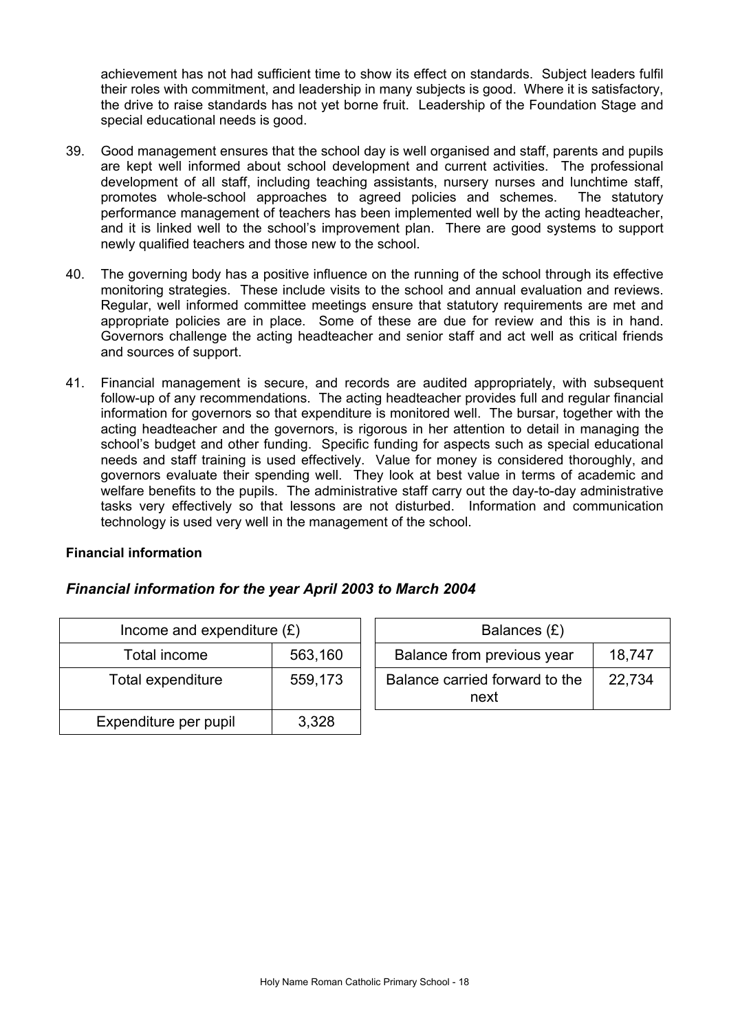achievement has not had sufficient time to show its effect on standards. Subject leaders fulfil their roles with commitment, and leadership in many subjects is good. Where it is satisfactory, the drive to raise standards has not yet borne fruit. Leadership of the Foundation Stage and special educational needs is good.

39. Good management ensures that the school day is well organised and staff, parents and pupils are kept well informed about school development and current activities. The professional development of all staff, including teaching assistants, nursery nurses and lunchtime staff, promotes whole-school approaches to agreed policies and schemes. The statutory performance management of teachers has been implemented well by the acting headteacher, and it is linked well to the school's improvement plan. There are good systems to support newly qualified teachers and those new to the school.

40. The governing body has a positive influence on the running of the school through its effective monitoring strategies. These include visits to the school and annual evaluation and reviews. Regular, well informed committee meetings ensure that statutory requirements are met and appropriate policies are in place. Some of these are due for review and this is in hand. Governors challenge the acting headteacher and senior staff and act well as critical friends and sources of support.

41. Financial management is secure, and records are audited appropriately, with subsequent follow-up of any recommendations. The acting headteacher provides full and regular financial information for governors so that expenditure is monitored well. The bursar, together with the acting headteacher and the governors, is rigorous in her attention to detail in managing the school's budget and other funding. Specific funding for aspects such as special educational needs and staff training is used effectively. Value for money is considered thoroughly, and governors evaluate their spending well. They look at best value in terms of academic and welfare benefits to the pupils. The administrative staff carry out the day-to-day administrative tasks very effectively so that lessons are not disturbed. Information and communication technology is used very well in the management of the school.

**Financial information**

### *Financial information for the year April 2003 to March 2004*

| Income and expenditure (£) | |
|---|---|
| Total income | 563,160 |
| Total expenditure | 559,173 |
| Expenditure per pupil | 3,328 |

| Balances (£) | |
|---|---|
| Balance from previous year | 18,747 |
| Balance carried forward to the next | 22,734 |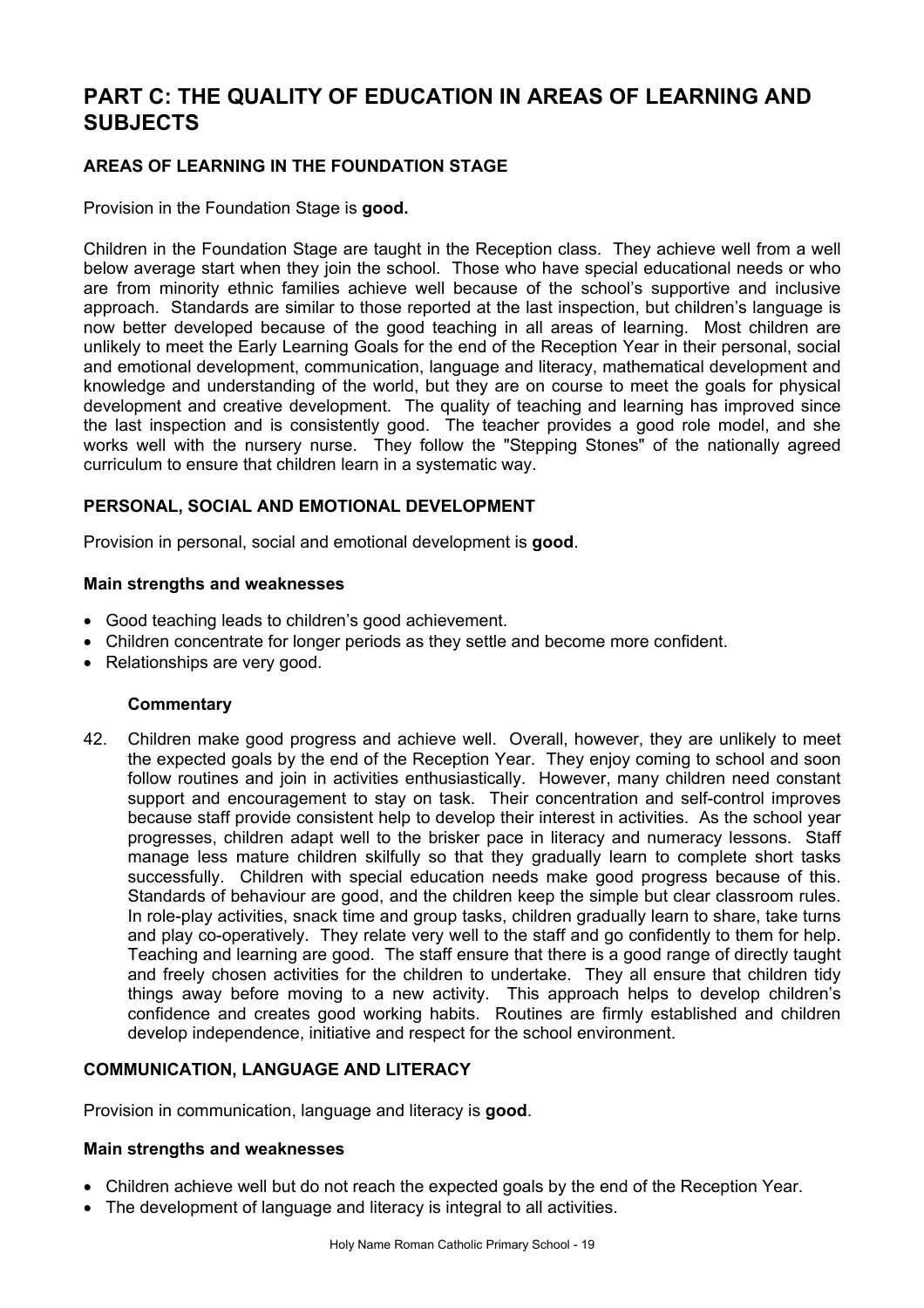# PART C: THE QUALITY OF EDUCATION IN AREAS OF LEARNING AND SUBJECTS

## AREAS OF LEARNING IN THE FOUNDATION STAGE

Provision in the Foundation Stage is **good.**

Children in the Foundation Stage are taught in the Reception class. They achieve well from a well below average start when they join the school. Those who have special educational needs or who are from minority ethnic families achieve well because of the school's supportive and inclusive approach. Standards are similar to those reported at the last inspection, but children's language is now better developed because of the good teaching in all areas of learning. Most children are unlikely to meet the Early Learning Goals for the end of the Reception Year in their personal, social and emotional development, communication, language and literacy, mathematical development and knowledge and understanding of the world, but they are on course to meet the goals for physical development and creative development. The quality of teaching and learning has improved since the last inspection and is consistently good. The teacher provides a good role model, and she works well with the nursery nurse. They follow the "Stepping Stones" of the nationally agreed curriculum to ensure that children learn in a systematic way.

### PERSONAL, SOCIAL AND EMOTIONAL DEVELOPMENT

Provision in personal, social and emotional development is **good**.

#### Main strengths and weaknesses

- Good teaching leads to children's good achievement.
- Children concentrate for longer periods as they settle and become more confident.
- Relationships are very good.

#### Commentary

42. Children make good progress and achieve well. Overall, however, they are unlikely to meet the expected goals by the end of the Reception Year. They enjoy coming to school and soon follow routines and join in activities enthusiastically. However, many children need constant support and encouragement to stay on task. Their concentration and self-control improves because staff provide consistent help to develop their interest in activities. As the school year progresses, children adapt well to the brisker pace in literacy and numeracy lessons. Staff manage less mature children skilfully so that they gradually learn to complete short tasks successfully. Children with special education needs make good progress because of this. Standards of behaviour are good, and the children keep the simple but clear classroom rules. In role-play activities, snack time and group tasks, children gradually learn to share, take turns and play co-operatively. They relate very well to the staff and go confidently to them for help. Teaching and learning are good. The staff ensure that there is a good range of directly taught and freely chosen activities for the children to undertake. They all ensure that children tidy things away before moving to a new activity. This approach helps to develop children's confidence and creates good working habits. Routines are firmly established and children develop independence, initiative and respect for the school environment.

### COMMUNICATION, LANGUAGE AND LITERACY

Provision in communication, language and literacy is **good**.

#### Main strengths and weaknesses

- Children achieve well but do not reach the expected goals by the end of the Reception Year.
- The development of language and literacy is integral to all activities.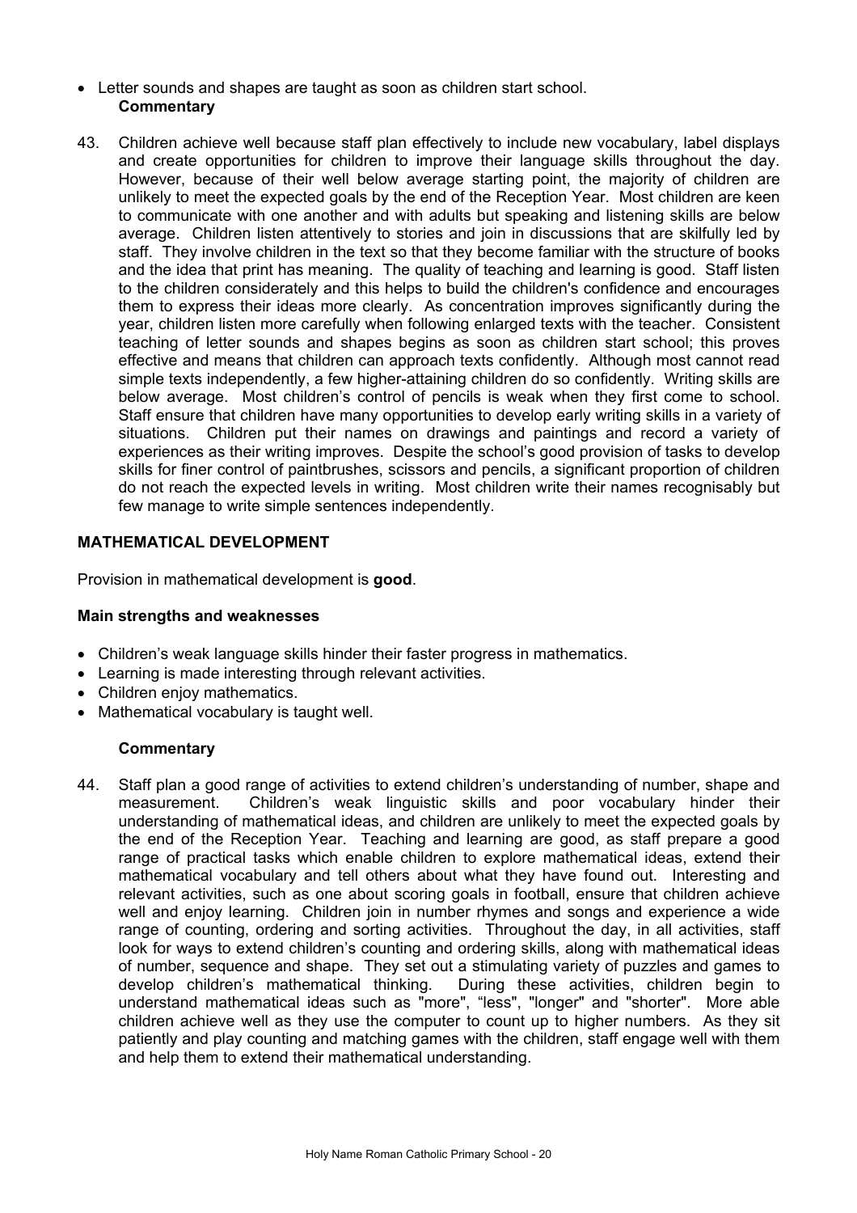- Letter sounds and shapes are taught as soon as children start school.

**Commentary**

43. Children achieve well because staff plan effectively to include new vocabulary, label displays and create opportunities for children to improve their language skills throughout the day. However, because of their well below average starting point, the majority of children are unlikely to meet the expected goals by the end of the Reception Year. Most children are keen to communicate with one another and with adults but speaking and listening skills are below average. Children listen attentively to stories and join in discussions that are skilfully led by staff. They involve children in the text so that they become familiar with the structure of books and the idea that print has meaning. The quality of teaching and learning is good. Staff listen to the children considerately and this helps to build the children's confidence and encourages them to express their ideas more clearly. As concentration improves significantly during the year, children listen more carefully when following enlarged texts with the teacher. Consistent teaching of letter sounds and shapes begins as soon as children start school; this proves effective and means that children can approach texts confidently. Although most cannot read simple texts independently, a few higher-attaining children do so confidently. Writing skills are below average. Most children's control of pencils is weak when they first come to school. Staff ensure that children have many opportunities to develop early writing skills in a variety of situations. Children put their names on drawings and paintings and record a variety of experiences as their writing improves. Despite the school's good provision of tasks to develop skills for finer control of paintbrushes, scissors and pencils, a significant proportion of children do not reach the expected levels in writing. Most children write their names recognisably but few manage to write simple sentences independently.

## MATHEMATICAL DEVELOPMENT

Provision in mathematical development is **good**.

### Main strengths and weaknesses

- Children's weak language skills hinder their faster progress in mathematics.
- Learning is made interesting through relevant activities.
- Children enjoy mathematics.
- Mathematical vocabulary is taught well.

**Commentary**

44. Staff plan a good range of activities to extend children's understanding of number, shape and measurement. Children's weak linguistic skills and poor vocabulary hinder their understanding of mathematical ideas, and children are unlikely to meet the expected goals by the end of the Reception Year. Teaching and learning are good, as staff prepare a good range of practical tasks which enable children to explore mathematical ideas, extend their mathematical vocabulary and tell others about what they have found out. Interesting and relevant activities, such as one about scoring goals in football, ensure that children achieve well and enjoy learning. Children join in number rhymes and songs and experience a wide range of counting, ordering and sorting activities. Throughout the day, in all activities, staff look for ways to extend children's counting and ordering skills, along with mathematical ideas of number, sequence and shape. They set out a stimulating variety of puzzles and games to develop children's mathematical thinking. During these activities, children begin to understand mathematical ideas such as "more", "less", "longer" and "shorter". More able children achieve well as they use the computer to count up to higher numbers. As they sit patiently and play counting and matching games with the children, staff engage well with them and help them to extend their mathematical understanding.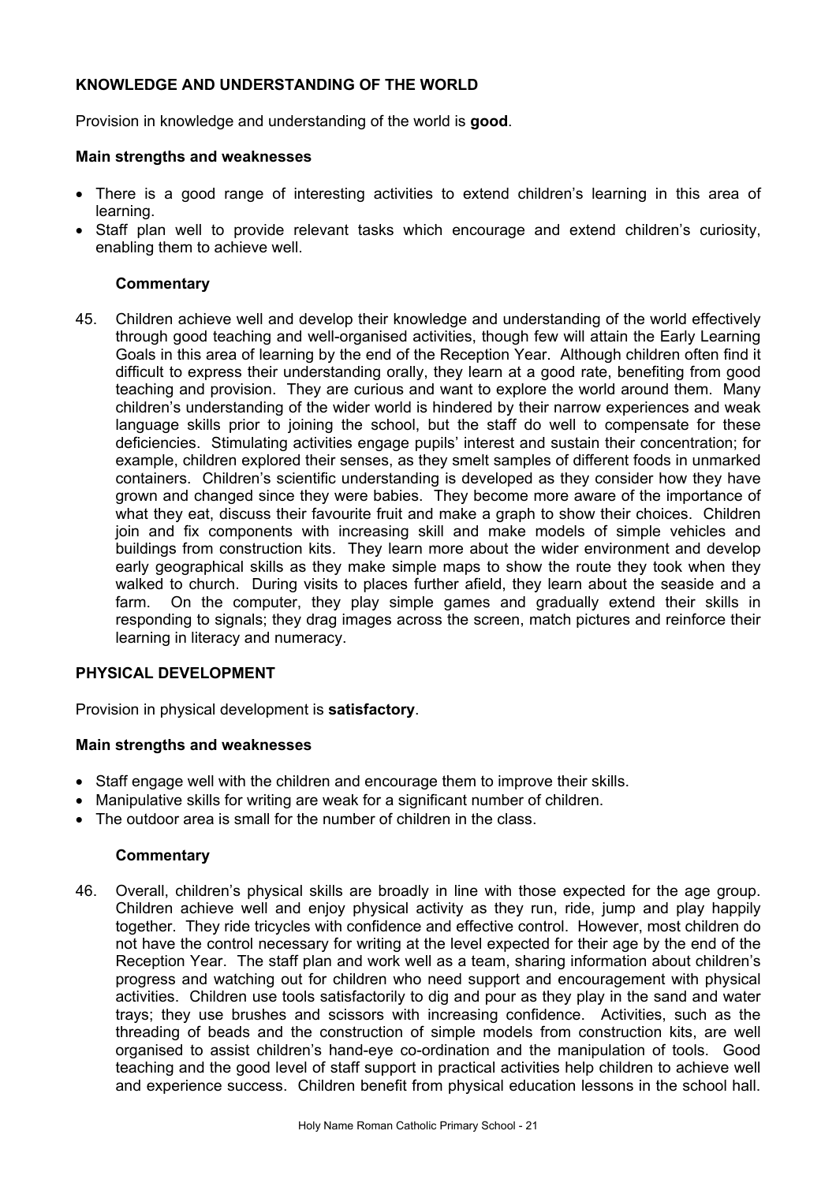## KNOWLEDGE AND UNDERSTANDING OF THE WORLD

Provision in knowledge and understanding of the world is **good**.

### Main strengths and weaknesses

- There is a good range of interesting activities to extend children's learning in this area of learning.
- Staff plan well to provide relevant tasks which encourage and extend children's curiosity, enabling them to achieve well.

#### Commentary

45. Children achieve well and develop their knowledge and understanding of the world effectively through good teaching and well-organised activities, though few will attain the Early Learning Goals in this area of learning by the end of the Reception Year. Although children often find it difficult to express their understanding orally, they learn at a good rate, benefiting from good teaching and provision. They are curious and want to explore the world around them. Many children's understanding of the wider world is hindered by their narrow experiences and weak language skills prior to joining the school, but the staff do well to compensate for these deficiencies. Stimulating activities engage pupils' interest and sustain their concentration; for example, children explored their senses, as they smelt samples of different foods in unmarked containers. Children's scientific understanding is developed as they consider how they have grown and changed since they were babies. They become more aware of the importance of what they eat, discuss their favourite fruit and make a graph to show their choices. Children join and fix components with increasing skill and make models of simple vehicles and buildings from construction kits. They learn more about the wider environment and develop early geographical skills as they make simple maps to show the route they took when they walked to church. During visits to places further afield, they learn about the seaside and a farm. On the computer, they play simple games and gradually extend their skills in responding to signals; they drag images across the screen, match pictures and reinforce their learning in literacy and numeracy.

## PHYSICAL DEVELOPMENT

Provision in physical development is **satisfactory**.

### Main strengths and weaknesses

- Staff engage well with the children and encourage them to improve their skills.
- Manipulative skills for writing are weak for a significant number of children.
- The outdoor area is small for the number of children in the class.

#### Commentary

46. Overall, children's physical skills are broadly in line with those expected for the age group. Children achieve well and enjoy physical activity as they run, ride, jump and play happily together. They ride tricycles with confidence and effective control. However, most children do not have the control necessary for writing at the level expected for their age by the end of the Reception Year. The staff plan and work well as a team, sharing information about children's progress and watching out for children who need support and encouragement with physical activities. Children use tools satisfactorily to dig and pour as they play in the sand and water trays; they use brushes and scissors with increasing confidence. Activities, such as the threading of beads and the construction of simple models from construction kits, are well organised to assist children's hand-eye co-ordination and the manipulation of tools. Good teaching and the good level of staff support in practical activities help children to achieve well and experience success. Children benefit from physical education lessons in the school hall.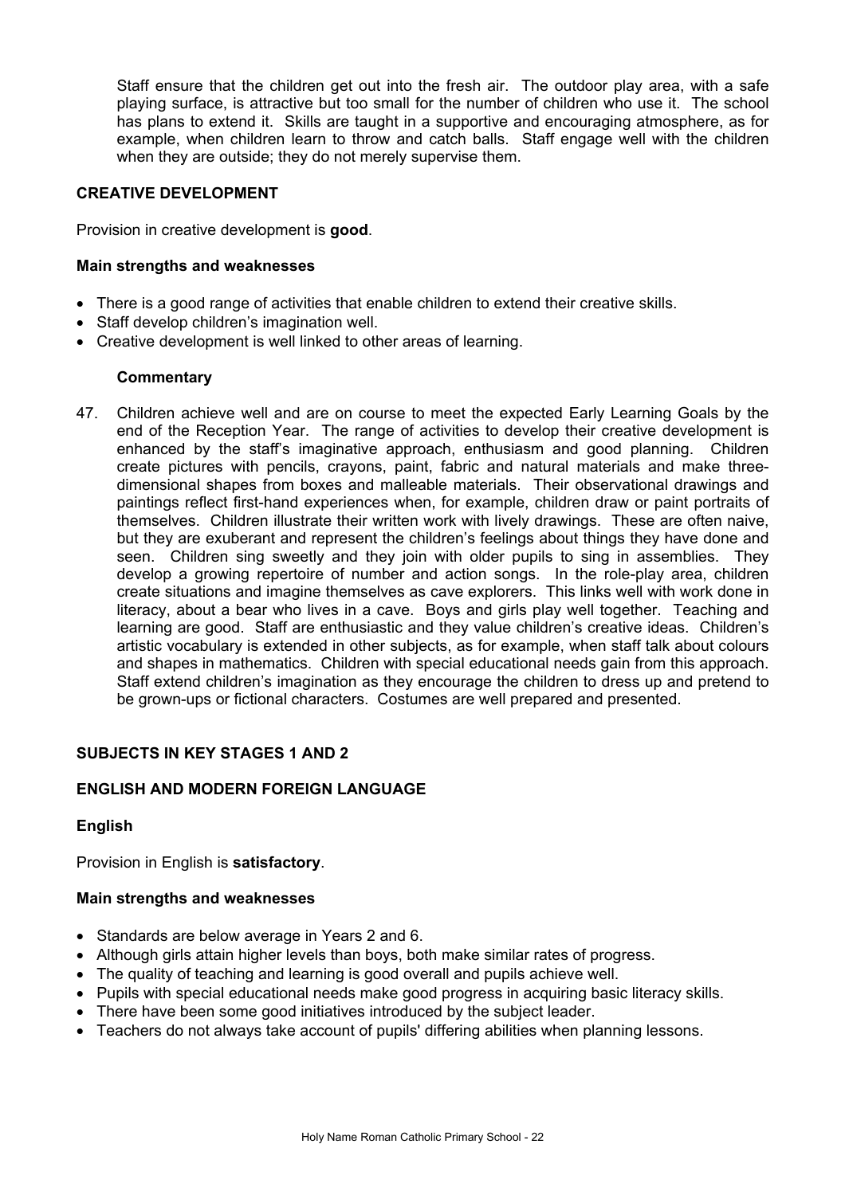Staff ensure that the children get out into the fresh air. The outdoor play area, with a safe playing surface, is attractive but too small for the number of children who use it. The school has plans to extend it. Skills are taught in a supportive and encouraging atmosphere, as for example, when children learn to throw and catch balls. Staff engage well with the children when they are outside; they do not merely supervise them.

## CREATIVE DEVELOPMENT

Provision in creative development is **good**.

### Main strengths and weaknesses

- There is a good range of activities that enable children to extend their creative skills.
- Staff develop children's imagination well.
- Creative development is well linked to other areas of learning.

#### Commentary

47. Children achieve well and are on course to meet the expected Early Learning Goals by the end of the Reception Year. The range of activities to develop their creative development is enhanced by the staff's imaginative approach, enthusiasm and good planning. Children create pictures with pencils, crayons, paint, fabric and natural materials and make three-dimensional shapes from boxes and malleable materials. Their observational drawings and paintings reflect first-hand experiences when, for example, children draw or paint portraits of themselves. Children illustrate their written work with lively drawings. These are often naive, but they are exuberant and represent the children's feelings about things they have done and seen. Children sing sweetly and they join with older pupils to sing in assemblies. They develop a growing repertoire of number and action songs. In the role-play area, children create situations and imagine themselves as cave explorers. This links well with work done in literacy, about a bear who lives in a cave. Boys and girls play well together. Teaching and learning are good. Staff are enthusiastic and they value children's creative ideas. Children's artistic vocabulary is extended in other subjects, as for example, when staff talk about colours and shapes in mathematics. Children with special educational needs gain from this approach. Staff extend children's imagination as they encourage the children to dress up and pretend to be grown-ups or fictional characters. Costumes are well prepared and presented.

## SUBJECTS IN KEY STAGES 1 AND 2

## ENGLISH AND MODERN FOREIGN LANGUAGE

### English

Provision in English is **satisfactory**.

### Main strengths and weaknesses

- Standards are below average in Years 2 and 6.
- Although girls attain higher levels than boys, both make similar rates of progress.
- The quality of teaching and learning is good overall and pupils achieve well.
- Pupils with special educational needs make good progress in acquiring basic literacy skills.
- There have been some good initiatives introduced by the subject leader.
- Teachers do not always take account of pupils' differing abilities when planning lessons.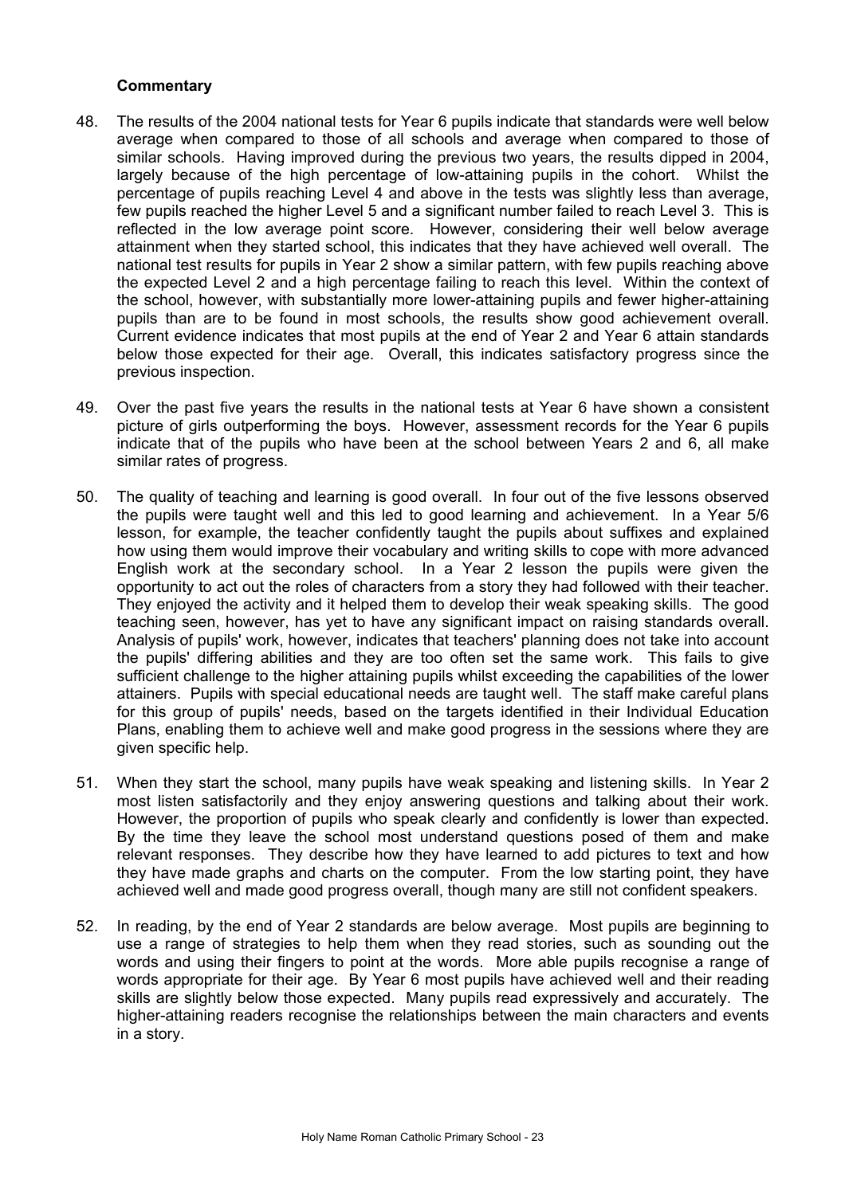**Commentary**

48. The results of the 2004 national tests for Year 6 pupils indicate that standards were well below average when compared to those of all schools and average when compared to those of similar schools. Having improved during the previous two years, the results dipped in 2004, largely because of the high percentage of low-attaining pupils in the cohort. Whilst the percentage of pupils reaching Level 4 and above in the tests was slightly less than average, few pupils reached the higher Level 5 and a significant number failed to reach Level 3. This is reflected in the low average point score. However, considering their well below average attainment when they started school, this indicates that they have achieved well overall. The national test results for pupils in Year 2 show a similar pattern, with few pupils reaching above the expected Level 2 and a high percentage failing to reach this level. Within the context of the school, however, with substantially more lower-attaining pupils and fewer higher-attaining pupils than are to be found in most schools, the results show good achievement overall. Current evidence indicates that most pupils at the end of Year 2 and Year 6 attain standards below those expected for their age. Overall, this indicates satisfactory progress since the previous inspection.

49. Over the past five years the results in the national tests at Year 6 have shown a consistent picture of girls outperforming the boys. However, assessment records for the Year 6 pupils indicate that of the pupils who have been at the school between Years 2 and 6, all make similar rates of progress.

50. The quality of teaching and learning is good overall. In four out of the five lessons observed the pupils were taught well and this led to good learning and achievement. In a Year 5/6 lesson, for example, the teacher confidently taught the pupils about suffixes and explained how using them would improve their vocabulary and writing skills to cope with more advanced English work at the secondary school. In a Year 2 lesson the pupils were given the opportunity to act out the roles of characters from a story they had followed with their teacher. They enjoyed the activity and it helped them to develop their weak speaking skills. The good teaching seen, however, has yet to have any significant impact on raising standards overall. Analysis of pupils' work, however, indicates that teachers' planning does not take into account the pupils' differing abilities and they are too often set the same work. This fails to give sufficient challenge to the higher attaining pupils whilst exceeding the capabilities of the lower attainers. Pupils with special educational needs are taught well. The staff make careful plans for this group of pupils' needs, based on the targets identified in their Individual Education Plans, enabling them to achieve well and make good progress in the sessions where they are given specific help.

51. When they start the school, many pupils have weak speaking and listening skills. In Year 2 most listen satisfactorily and they enjoy answering questions and talking about their work. However, the proportion of pupils who speak clearly and confidently is lower than expected. By the time they leave the school most understand questions posed of them and make relevant responses. They describe how they have learned to add pictures to text and how they have made graphs and charts on the computer. From the low starting point, they have achieved well and made good progress overall, though many are still not confident speakers.

52. In reading, by the end of Year 2 standards are below average. Most pupils are beginning to use a range of strategies to help them when they read stories, such as sounding out the words and using their fingers to point at the words. More able pupils recognise a range of words appropriate for their age. By Year 6 most pupils have achieved well and their reading skills are slightly below those expected. Many pupils read expressively and accurately. The higher-attaining readers recognise the relationships between the main characters and events in a story.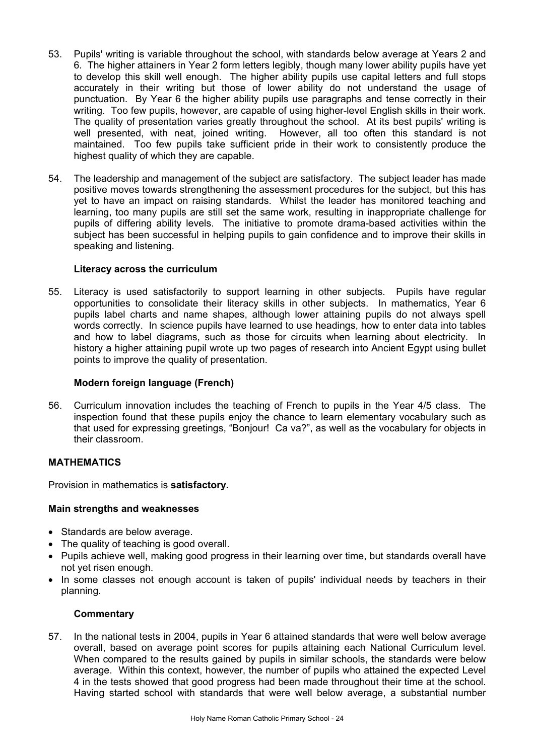53. Pupils' writing is variable throughout the school, with standards below average at Years 2 and 6. The higher attainers in Year 2 form letters legibly, though many lower ability pupils have yet to develop this skill well enough. The higher ability pupils use capital letters and full stops accurately in their writing but those of lower ability do not understand the usage of punctuation. By Year 6 the higher ability pupils use paragraphs and tense correctly in their writing. Too few pupils, however, are capable of using higher-level English skills in their work. The quality of presentation varies greatly throughout the school. At its best pupils' writing is well presented, with neat, joined writing. However, all too often this standard is not maintained. Too few pupils take sufficient pride in their work to consistently produce the highest quality of which they are capable.

54. The leadership and management of the subject are satisfactory. The subject leader has made positive moves towards strengthening the assessment procedures for the subject, but this has yet to have an impact on raising standards. Whilst the leader has monitored teaching and learning, too many pupils are still set the same work, resulting in inappropriate challenge for pupils of differing ability levels. The initiative to promote drama-based activities within the subject has been successful in helping pupils to gain confidence and to improve their skills in speaking and listening.

### Literacy across the curriculum

55. Literacy is used satisfactorily to support learning in other subjects. Pupils have regular opportunities to consolidate their literacy skills in other subjects. In mathematics, Year 6 pupils label charts and name shapes, although lower attaining pupils do not always spell words correctly. In science pupils have learned to use headings, how to enter data into tables and how to label diagrams, such as those for circuits when learning about electricity. In history a higher attaining pupil wrote up two pages of research into Ancient Egypt using bullet points to improve the quality of presentation.

### Modern foreign language (French)

56. Curriculum innovation includes the teaching of French to pupils in the Year 4/5 class. The inspection found that these pupils enjoy the chance to learn elementary vocabulary such as that used for expressing greetings, "Bonjour! Ca va?", as well as the vocabulary for objects in their classroom.

## MATHEMATICS

Provision in mathematics is **satisfactory.**

### Main strengths and weaknesses

- Standards are below average.
- The quality of teaching is good overall.
- Pupils achieve well, making good progress in their learning over time, but standards overall have not yet risen enough.
- In some classes not enough account is taken of pupils' individual needs by teachers in their planning.

### Commentary

57. In the national tests in 2004, pupils in Year 6 attained standards that were well below average overall, based on average point scores for pupils attaining each National Curriculum level. When compared to the results gained by pupils in similar schools, the standards were below average. Within this context, however, the number of pupils who attained the expected Level 4 in the tests showed that good progress had been made throughout their time at the school. Having started school with standards that were well below average, a substantial number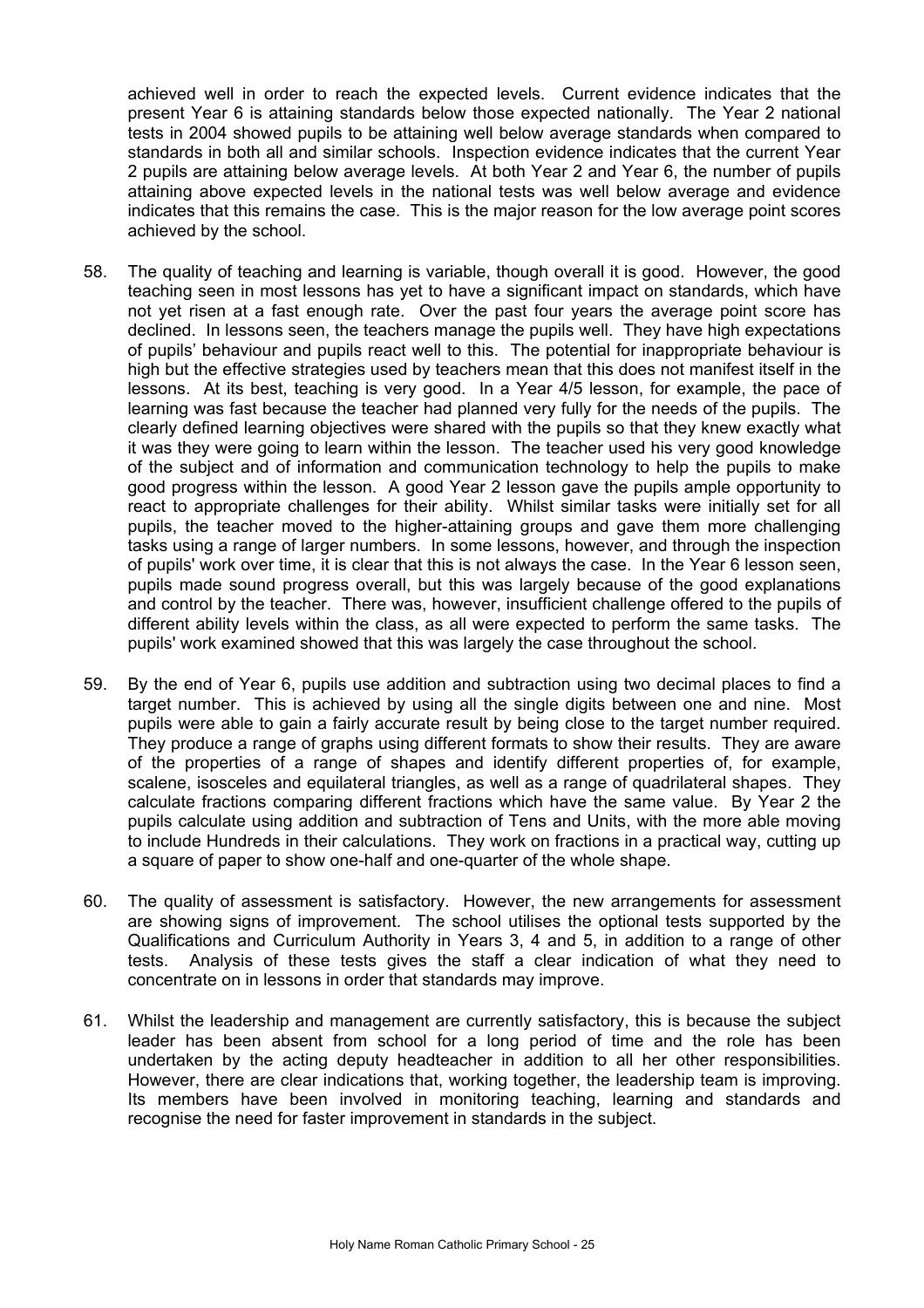achieved well in order to reach the expected levels. Current evidence indicates that the present Year 6 is attaining standards below those expected nationally. The Year 2 national tests in 2004 showed pupils to be attaining well below average standards when compared to standards in both all and similar schools. Inspection evidence indicates that the current Year 2 pupils are attaining below average levels. At both Year 2 and Year 6, the number of pupils attaining above expected levels in the national tests was well below average and evidence indicates that this remains the case. This is the major reason for the low average point scores achieved by the school.

58. The quality of teaching and learning is variable, though overall it is good. However, the good teaching seen in most lessons has yet to have a significant impact on standards, which have not yet risen at a fast enough rate. Over the past four years the average point score has declined. In lessons seen, the teachers manage the pupils well. They have high expectations of pupils' behaviour and pupils react well to this. The potential for inappropriate behaviour is high but the effective strategies used by teachers mean that this does not manifest itself in the lessons. At its best, teaching is very good. In a Year 4/5 lesson, for example, the pace of learning was fast because the teacher had planned very fully for the needs of the pupils. The clearly defined learning objectives were shared with the pupils so that they knew exactly what it was they were going to learn within the lesson. The teacher used his very good knowledge of the subject and of information and communication technology to help the pupils to make good progress within the lesson. A good Year 2 lesson gave the pupils ample opportunity to react to appropriate challenges for their ability. Whilst similar tasks were initially set for all pupils, the teacher moved to the higher-attaining groups and gave them more challenging tasks using a range of larger numbers. In some lessons, however, and through the inspection of pupils' work over time, it is clear that this is not always the case. In the Year 6 lesson seen, pupils made sound progress overall, but this was largely because of the good explanations and control by the teacher. There was, however, insufficient challenge offered to the pupils of different ability levels within the class, as all were expected to perform the same tasks. The pupils' work examined showed that this was largely the case throughout the school.

59. By the end of Year 6, pupils use addition and subtraction using two decimal places to find a target number. This is achieved by using all the single digits between one and nine. Most pupils were able to gain a fairly accurate result by being close to the target number required. They produce a range of graphs using different formats to show their results. They are aware of the properties of a range of shapes and identify different properties of, for example, scalene, isosceles and equilateral triangles, as well as a range of quadrilateral shapes. They calculate fractions comparing different fractions which have the same value. By Year 2 the pupils calculate using addition and subtraction of Tens and Units, with the more able moving to include Hundreds in their calculations. They work on fractions in a practical way, cutting up a square of paper to show one-half and one-quarter of the whole shape.

60. The quality of assessment is satisfactory. However, the new arrangements for assessment are showing signs of improvement. The school utilises the optional tests supported by the Qualifications and Curriculum Authority in Years 3, 4 and 5, in addition to a range of other tests. Analysis of these tests gives the staff a clear indication of what they need to concentrate on in lessons in order that standards may improve.

61. Whilst the leadership and management are currently satisfactory, this is because the subject leader has been absent from school for a long period of time and the role has been undertaken by the acting deputy headteacher in addition to all her other responsibilities. However, there are clear indications that, working together, the leadership team is improving. Its members have been involved in monitoring teaching, learning and standards and recognise the need for faster improvement in standards in the subject.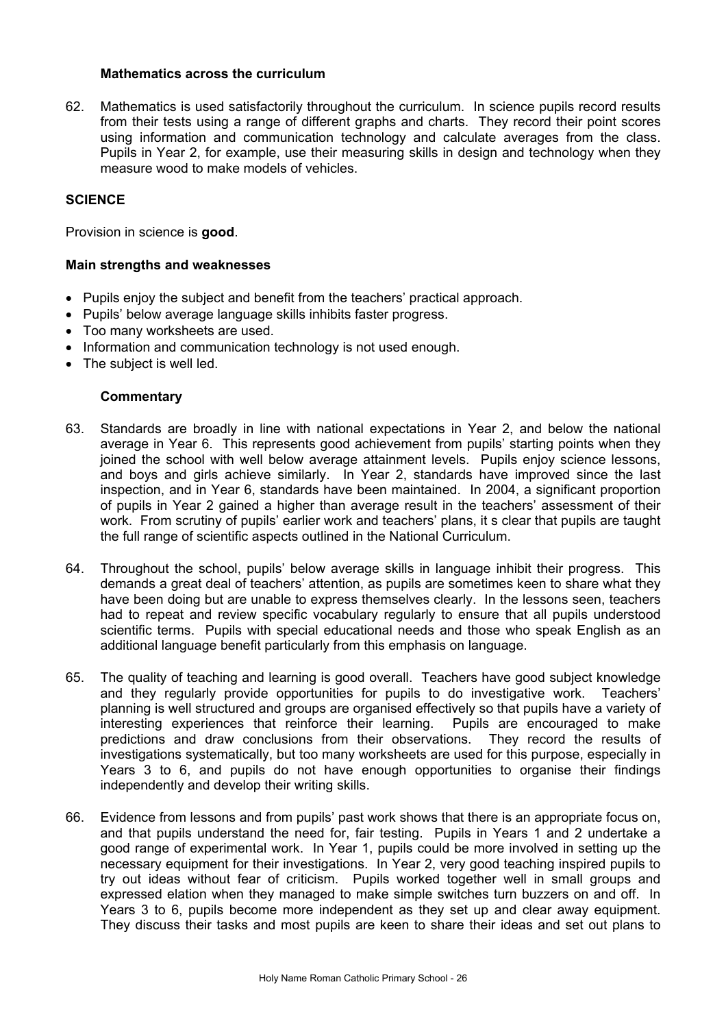### Mathematics across the curriculum

62. Mathematics is used satisfactorily throughout the curriculum. In science pupils record results from their tests using a range of different graphs and charts. They record their point scores using information and communication technology and calculate averages from the class. Pupils in Year 2, for example, use their measuring skills in design and technology when they measure wood to make models of vehicles.

## SCIENCE

Provision in science is **good**.

### Main strengths and weaknesses

- Pupils enjoy the subject and benefit from the teachers' practical approach.
- Pupils' below average language skills inhibits faster progress.
- Too many worksheets are used.
- Information and communication technology is not used enough.
- The subject is well led.

### Commentary

63. Standards are broadly in line with national expectations in Year 2, and below the national average in Year 6. This represents good achievement from pupils' starting points when they joined the school with well below average attainment levels. Pupils enjoy science lessons, and boys and girls achieve similarly. In Year 2, standards have improved since the last inspection, and in Year 6, standards have been maintained. In 2004, a significant proportion of pupils in Year 2 gained a higher than average result in the teachers' assessment of their work. From scrutiny of pupils' earlier work and teachers' plans, it s clear that pupils are taught the full range of scientific aspects outlined in the National Curriculum.

64. Throughout the school, pupils' below average skills in language inhibit their progress. This demands a great deal of teachers' attention, as pupils are sometimes keen to share what they have been doing but are unable to express themselves clearly. In the lessons seen, teachers had to repeat and review specific vocabulary regularly to ensure that all pupils understood scientific terms. Pupils with special educational needs and those who speak English as an additional language benefit particularly from this emphasis on language.

65. The quality of teaching and learning is good overall. Teachers have good subject knowledge and they regularly provide opportunities for pupils to do investigative work. Teachers' planning is well structured and groups are organised effectively so that pupils have a variety of interesting experiences that reinforce their learning. Pupils are encouraged to make predictions and draw conclusions from their observations. They record the results of investigations systematically, but too many worksheets are used for this purpose, especially in Years 3 to 6, and pupils do not have enough opportunities to organise their findings independently and develop their writing skills.

66. Evidence from lessons and from pupils' past work shows that there is an appropriate focus on, and that pupils understand the need for, fair testing. Pupils in Years 1 and 2 undertake a good range of experimental work. In Year 1, pupils could be more involved in setting up the necessary equipment for their investigations. In Year 2, very good teaching inspired pupils to try out ideas without fear of criticism. Pupils worked together well in small groups and expressed elation when they managed to make simple switches turn buzzers on and off. In Years 3 to 6, pupils become more independent as they set up and clear away equipment. They discuss their tasks and most pupils are keen to share their ideas and set out plans to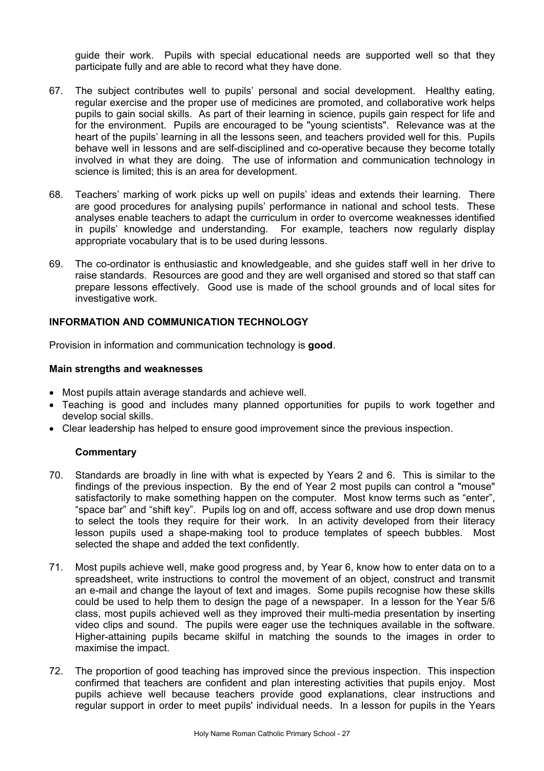guide their work. Pupils with special educational needs are supported well so that they participate fully and are able to record what they have done.

67. The subject contributes well to pupils' personal and social development. Healthy eating, regular exercise and the proper use of medicines are promoted, and collaborative work helps pupils to gain social skills. As part of their learning in science, pupils gain respect for life and for the environment. Pupils are encouraged to be "young scientists". Relevance was at the heart of the pupils' learning in all the lessons seen, and teachers provided well for this. Pupils behave well in lessons and are self-disciplined and co-operative because they become totally involved in what they are doing. The use of information and communication technology in science is limited; this is an area for development.

68. Teachers' marking of work picks up well on pupils' ideas and extends their learning. There are good procedures for analysing pupils' performance in national and school tests. These analyses enable teachers to adapt the curriculum in order to overcome weaknesses identified in pupils' knowledge and understanding. For example, teachers now regularly display appropriate vocabulary that is to be used during lessons.

69. The co-ordinator is enthusiastic and knowledgeable, and she guides staff well in her drive to raise standards. Resources are good and they are well organised and stored so that staff can prepare lessons effectively. Good use is made of the school grounds and of local sites for investigative work.

## INFORMATION AND COMMUNICATION TECHNOLOGY

Provision in information and communication technology is **good**.

### Main strengths and weaknesses

- Most pupils attain average standards and achieve well.
- Teaching is good and includes many planned opportunities for pupils to work together and develop social skills.
- Clear leadership has helped to ensure good improvement since the previous inspection.

#### Commentary

70. Standards are broadly in line with what is expected by Years 2 and 6. This is similar to the findings of the previous inspection. By the end of Year 2 most pupils can control a "mouse" satisfactorily to make something happen on the computer. Most know terms such as "enter", "space bar" and "shift key". Pupils log on and off, access software and use drop down menus to select the tools they require for their work. In an activity developed from their literacy lesson pupils used a shape-making tool to produce templates of speech bubbles. Most selected the shape and added the text confidently.

71. Most pupils achieve well, make good progress and, by Year 6, know how to enter data on to a spreadsheet, write instructions to control the movement of an object, construct and transmit an e-mail and change the layout of text and images. Some pupils recognise how these skills could be used to help them to design the page of a newspaper. In a lesson for the Year 5/6 class, most pupils achieved well as they improved their multi-media presentation by inserting video clips and sound. The pupils were eager use the techniques available in the software. Higher-attaining pupils became skilful in matching the sounds to the images in order to maximise the impact.

72. The proportion of good teaching has improved since the previous inspection. This inspection confirmed that teachers are confident and plan interesting activities that pupils enjoy. Most pupils achieve well because teachers provide good explanations, clear instructions and regular support in order to meet pupils' individual needs. In a lesson for pupils in the Years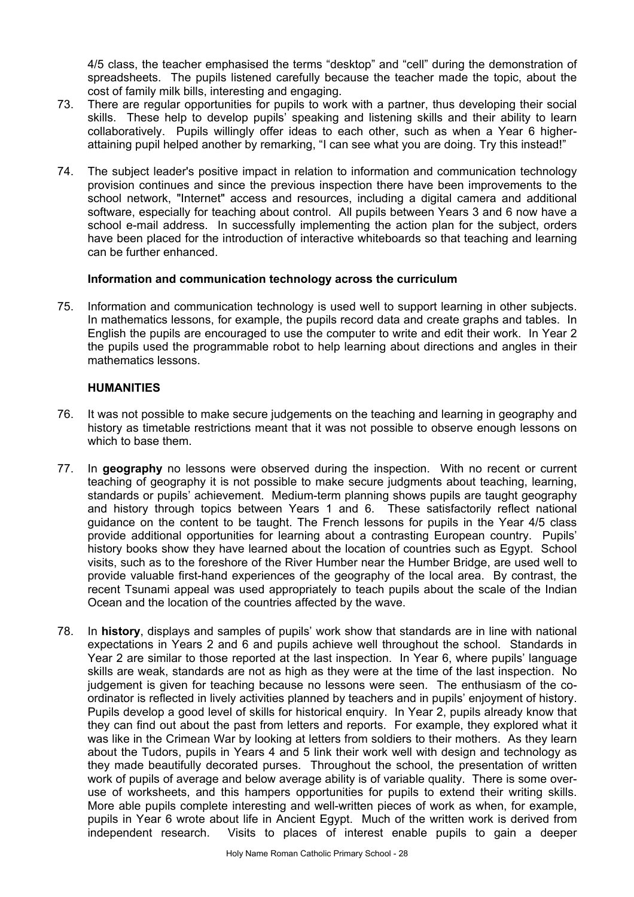4/5 class, the teacher emphasised the terms "desktop" and "cell" during the demonstration of spreadsheets. The pupils listened carefully because the teacher made the topic, about the cost of family milk bills, interesting and engaging.

73. There are regular opportunities for pupils to work with a partner, thus developing their social skills. These help to develop pupils' speaking and listening skills and their ability to learn collaboratively. Pupils willingly offer ideas to each other, such as when a Year 6 higher-attaining pupil helped another by remarking, "I can see what you are doing. Try this instead!"

74. The subject leader's positive impact in relation to information and communication technology provision continues and since the previous inspection there have been improvements to the school network, "Internet" access and resources, including a digital camera and additional software, especially for teaching about control. All pupils between Years 3 and 6 now have a school e-mail address. In successfully implementing the action plan for the subject, orders have been placed for the introduction of interactive whiteboards so that teaching and learning can be further enhanced.

**Information and communication technology across the curriculum**

75. Information and communication technology is used well to support learning in other subjects. In mathematics lessons, for example, the pupils record data and create graphs and tables. In English the pupils are encouraged to use the computer to write and edit their work. In Year 2 the pupils used the programmable robot to help learning about directions and angles in their mathematics lessons.

**HUMANITIES**

76. It was not possible to make secure judgements on the teaching and learning in geography and history as timetable restrictions meant that it was not possible to observe enough lessons on which to base them.

77. In **geography** no lessons were observed during the inspection. With no recent or current teaching of geography it is not possible to make secure judgments about teaching, learning, standards or pupils' achievement. Medium-term planning shows pupils are taught geography and history through topics between Years 1 and 6. These satisfactorily reflect national guidance on the content to be taught. The French lessons for pupils in the Year 4/5 class provide additional opportunities for learning about a contrasting European country. Pupils' history books show they have learned about the location of countries such as Egypt. School visits, such as to the foreshore of the River Humber near the Humber Bridge, are used well to provide valuable first-hand experiences of the geography of the local area. By contrast, the recent Tsunami appeal was used appropriately to teach pupils about the scale of the Indian Ocean and the location of the countries affected by the wave.

78. In **history**, displays and samples of pupils' work show that standards are in line with national expectations in Years 2 and 6 and pupils achieve well throughout the school. Standards in Year 2 are similar to those reported at the last inspection. In Year 6, where pupils' language skills are weak, standards are not as high as they were at the time of the last inspection. No judgement is given for teaching because no lessons were seen. The enthusiasm of the co-ordinator is reflected in lively activities planned by teachers and in pupils' enjoyment of history. Pupils develop a good level of skills for historical enquiry. In Year 2, pupils already know that they can find out about the past from letters and reports. For example, they explored what it was like in the Crimean War by looking at letters from soldiers to their mothers. As they learn about the Tudors, pupils in Years 4 and 5 link their work well with design and technology as they made beautifully decorated purses. Throughout the school, the presentation of written work of pupils of average and below average ability is of variable quality. There is some over-use of worksheets, and this hampers opportunities for pupils to extend their writing skills. More able pupils complete interesting and well-written pieces of work as when, for example, pupils in Year 6 wrote about life in Ancient Egypt. Much of the written work is derived from independent research. Visits to places of interest enable pupils to gain a deeper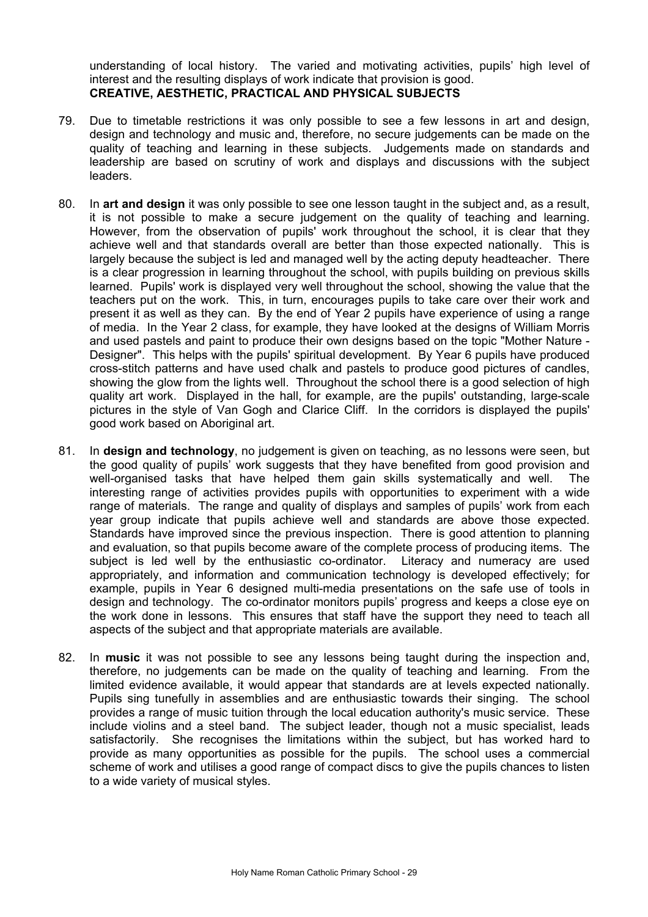understanding of local history. The varied and motivating activities, pupils' high level of interest and the resulting displays of work indicate that provision is good.

**CREATIVE, AESTHETIC, PRACTICAL AND PHYSICAL SUBJECTS**

79. Due to timetable restrictions it was only possible to see a few lessons in art and design, design and technology and music and, therefore, no secure judgements can be made on the quality of teaching and learning in these subjects. Judgements made on standards and leadership are based on scrutiny of work and displays and discussions with the subject leaders.

80. In **art and design** it was only possible to see one lesson taught in the subject and, as a result, it is not possible to make a secure judgement on the quality of teaching and learning. However, from the observation of pupils' work throughout the school, it is clear that they achieve well and that standards overall are better than those expected nationally. This is largely because the subject is led and managed well by the acting deputy headteacher. There is a clear progression in learning throughout the school, with pupils building on previous skills learned. Pupils' work is displayed very well throughout the school, showing the value that the teachers put on the work. This, in turn, encourages pupils to take care over their work and present it as well as they can. By the end of Year 2 pupils have experience of using a range of media. In the Year 2 class, for example, they have looked at the designs of William Morris and used pastels and paint to produce their own designs based on the topic "Mother Nature - Designer". This helps with the pupils' spiritual development. By Year 6 pupils have produced cross-stitch patterns and have used chalk and pastels to produce good pictures of candles, showing the glow from the lights well. Throughout the school there is a good selection of high quality art work. Displayed in the hall, for example, are the pupils' outstanding, large-scale pictures in the style of Van Gogh and Clarice Cliff. In the corridors is displayed the pupils' good work based on Aboriginal art.

81. In **design and technology**, no judgement is given on teaching, as no lessons were seen, but the good quality of pupils' work suggests that they have benefited from good provision and well-organised tasks that have helped them gain skills systematically and well. The interesting range of activities provides pupils with opportunities to experiment with a wide range of materials. The range and quality of displays and samples of pupils' work from each year group indicate that pupils achieve well and standards are above those expected. Standards have improved since the previous inspection. There is good attention to planning and evaluation, so that pupils become aware of the complete process of producing items. The subject is led well by the enthusiastic co-ordinator. Literacy and numeracy are used appropriately, and information and communication technology is developed effectively; for example, pupils in Year 6 designed multi-media presentations on the safe use of tools in design and technology. The co-ordinator monitors pupils' progress and keeps a close eye on the work done in lessons. This ensures that staff have the support they need to teach all aspects of the subject and that appropriate materials are available.

82. In **music** it was not possible to see any lessons being taught during the inspection and, therefore, no judgements can be made on the quality of teaching and learning. From the limited evidence available, it would appear that standards are at levels expected nationally. Pupils sing tunefully in assemblies and are enthusiastic towards their singing. The school provides a range of music tuition through the local education authority's music service. These include violins and a steel band. The subject leader, though not a music specialist, leads satisfactorily. She recognises the limitations within the subject, but has worked hard to provide as many opportunities as possible for the pupils. The school uses a commercial scheme of work and utilises a good range of compact discs to give the pupils chances to listen to a wide variety of musical styles.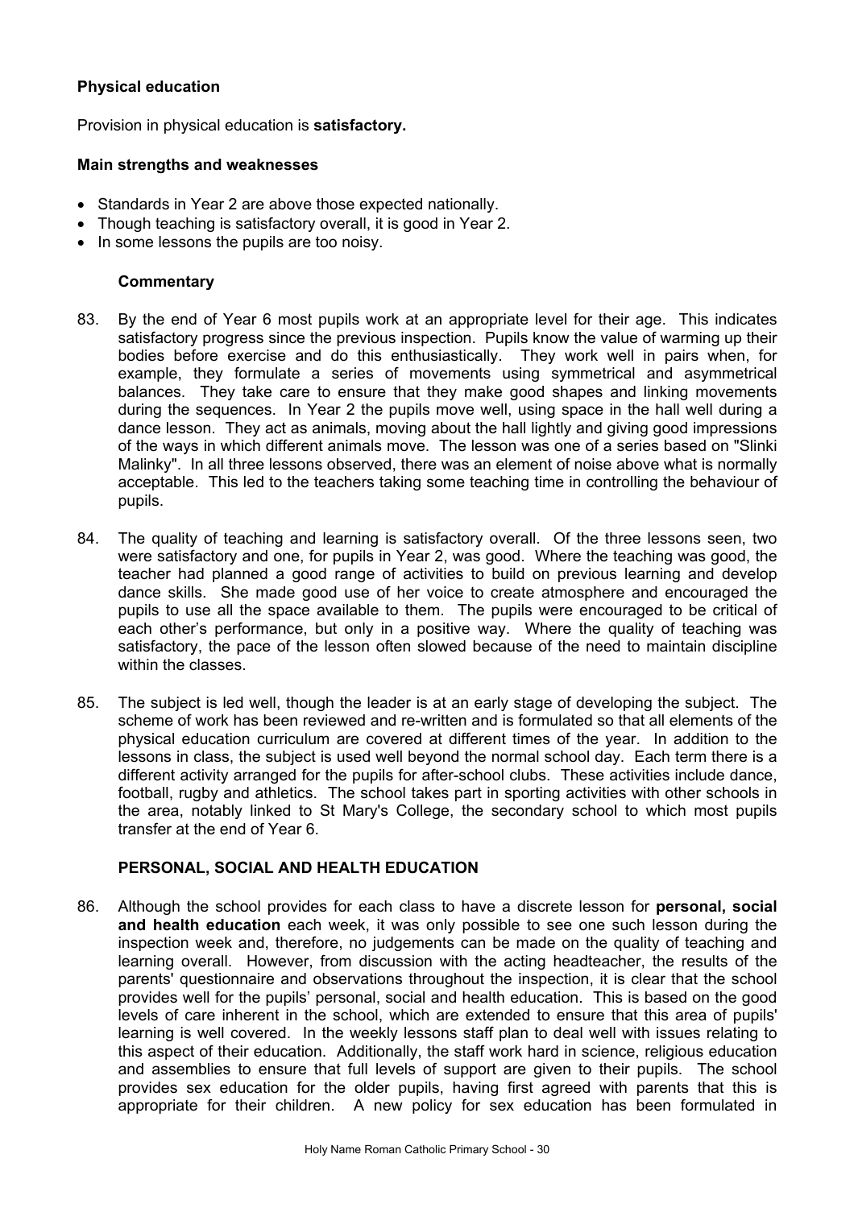## Physical education

Provision in physical education is **satisfactory.**

### Main strengths and weaknesses

- Standards in Year 2 are above those expected nationally.
- Though teaching is satisfactory overall, it is good in Year 2.
- In some lessons the pupils are too noisy.

### Commentary

83. By the end of Year 6 most pupils work at an appropriate level for their age. This indicates satisfactory progress since the previous inspection. Pupils know the value of warming up their bodies before exercise and do this enthusiastically. They work well in pairs when, for example, they formulate a series of movements using symmetrical and asymmetrical balances. They take care to ensure that they make good shapes and linking movements during the sequences. In Year 2 the pupils move well, using space in the hall well during a dance lesson. They act as animals, moving about the hall lightly and giving good impressions of the ways in which different animals move. The lesson was one of a series based on "Slinki Malinky". In all three lessons observed, there was an element of noise above what is normally acceptable. This led to the teachers taking some teaching time in controlling the behaviour of pupils.

84. The quality of teaching and learning is satisfactory overall. Of the three lessons seen, two were satisfactory and one, for pupils in Year 2, was good. Where the teaching was good, the teacher had planned a good range of activities to build on previous learning and develop dance skills. She made good use of her voice to create atmosphere and encouraged the pupils to use all the space available to them. The pupils were encouraged to be critical of each other's performance, but only in a positive way. Where the quality of teaching was satisfactory, the pace of the lesson often slowed because of the need to maintain discipline within the classes.

85. The subject is led well, though the leader is at an early stage of developing the subject. The scheme of work has been reviewed and re-written and is formulated so that all elements of the physical education curriculum are covered at different times of the year. In addition to the lessons in class, the subject is used well beyond the normal school day. Each term there is a different activity arranged for the pupils for after-school clubs. These activities include dance, football, rugby and athletics. The school takes part in sporting activities with other schools in the area, notably linked to St Mary's College, the secondary school to which most pupils transfer at the end of Year 6.

## PERSONAL, SOCIAL AND HEALTH EDUCATION

86. Although the school provides for each class to have a discrete lesson for **personal, social and health education** each week, it was only possible to see one such lesson during the inspection week and, therefore, no judgements can be made on the quality of teaching and learning overall. However, from discussion with the acting headteacher, the results of the parents' questionnaire and observations throughout the inspection, it is clear that the school provides well for the pupils' personal, social and health education. This is based on the good levels of care inherent in the school, which are extended to ensure that this area of pupils' learning is well covered. In the weekly lessons staff plan to deal well with issues relating to this aspect of their education. Additionally, the staff work hard in science, religious education and assemblies to ensure that full levels of support are given to their pupils. The school provides sex education for the older pupils, having first agreed with parents that this is appropriate for their children. A new policy for sex education has been formulated in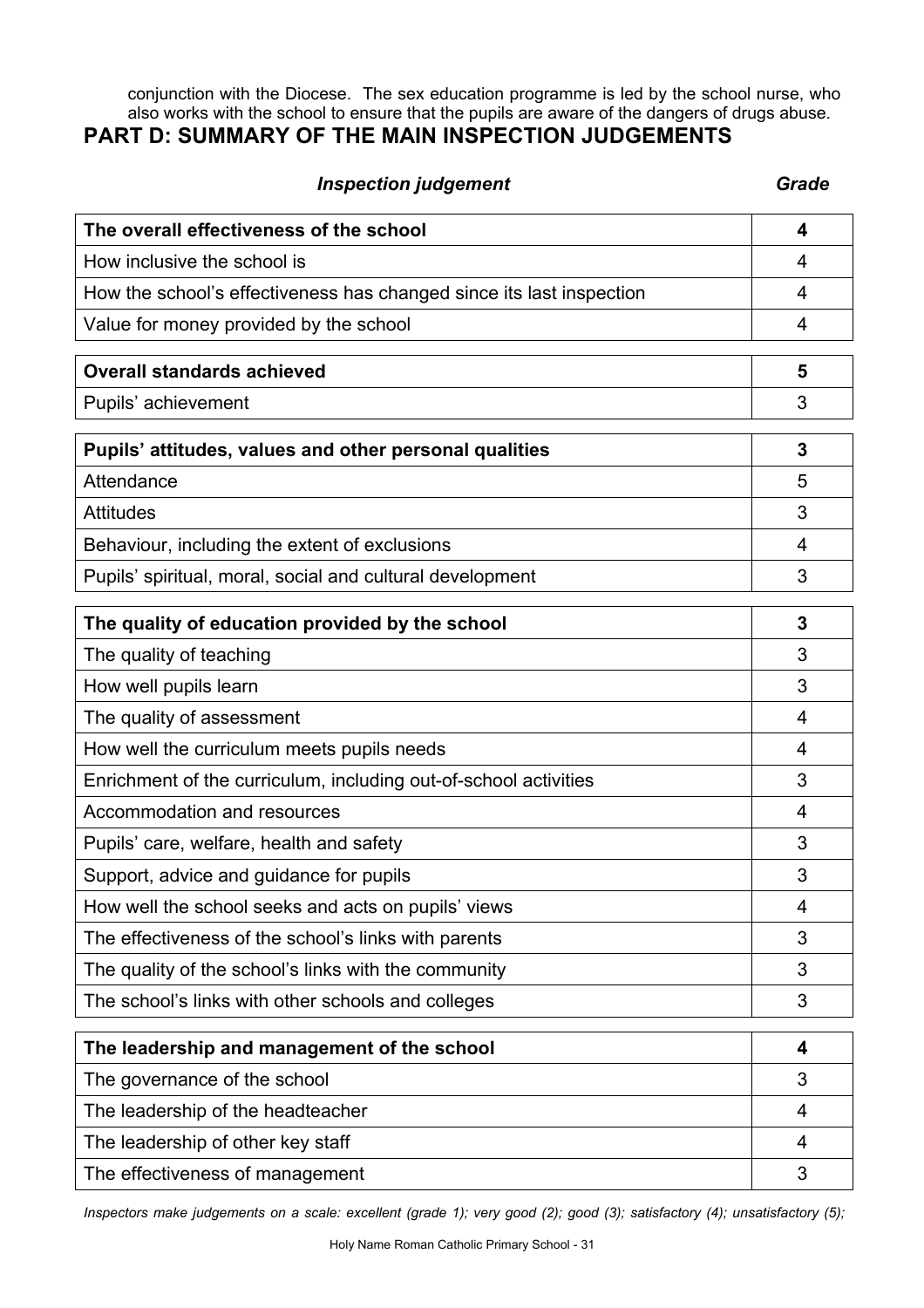conjunction with the Diocese. The sex education programme is led by the school nurse, who also works with the school to ensure that the pupils are aware of the dangers of drugs abuse.

## PART D: SUMMARY OF THE MAIN INSPECTION JUDGEMENTS

| *Inspection judgement* | *Grade* |
|---|---|
| **The overall effectiveness of the school** | **4** |
| How inclusive the school is | 4 |
| How the school's effectiveness has changed since its last inspection | 4 |
| Value for money provided by the school | 4 |
| **Overall standards achieved** | **5** |
| Pupils' achievement | 3 |
| **Pupils' attitudes, values and other personal qualities** | **3** |
| Attendance | 5 |
| Attitudes | 3 |
| Behaviour, including the extent of exclusions | 4 |
| Pupils' spiritual, moral, social and cultural development | 3 |
| **The quality of education provided by the school** | **3** |
| The quality of teaching | 3 |
| How well pupils learn | 3 |
| The quality of assessment | 4 |
| How well the curriculum meets pupils needs | 4 |
| Enrichment of the curriculum, including out-of-school activities | 3 |
| Accommodation and resources | 4 |
| Pupils' care, welfare, health and safety | 3 |
| Support, advice and guidance for pupils | 3 |
| How well the school seeks and acts on pupils' views | 4 |
| The effectiveness of the school's links with parents | 3 |
| The quality of the school's links with the community | 3 |
| The school's links with other schools and colleges | 3 |
| **The leadership and management of the school** | **4** |
| The governance of the school | 3 |
| The leadership of the headteacher | 4 |
| The leadership of other key staff | 4 |
| The effectiveness of management | 3 |

*Inspectors make judgements on a scale: excellent (grade 1); very good (2); good (3); satisfactory (4); unsatisfactory (5);*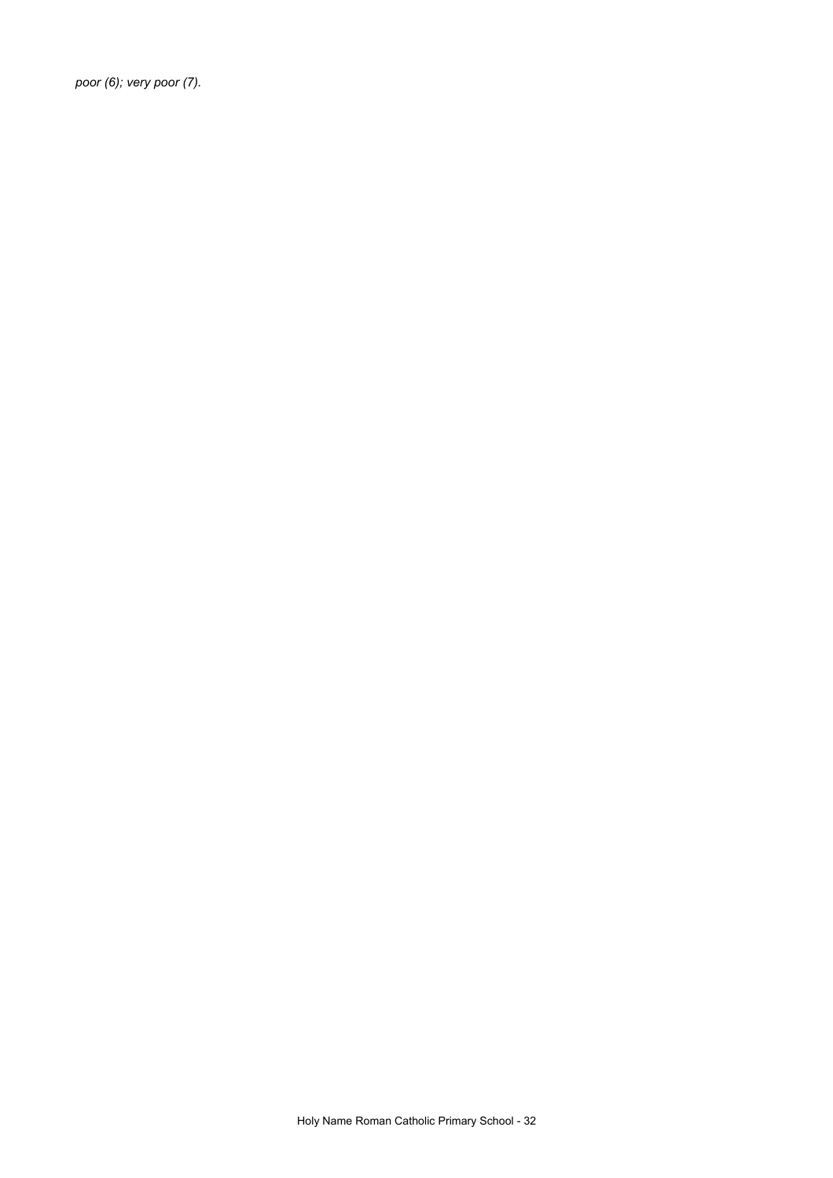*poor (6); very poor (7).*